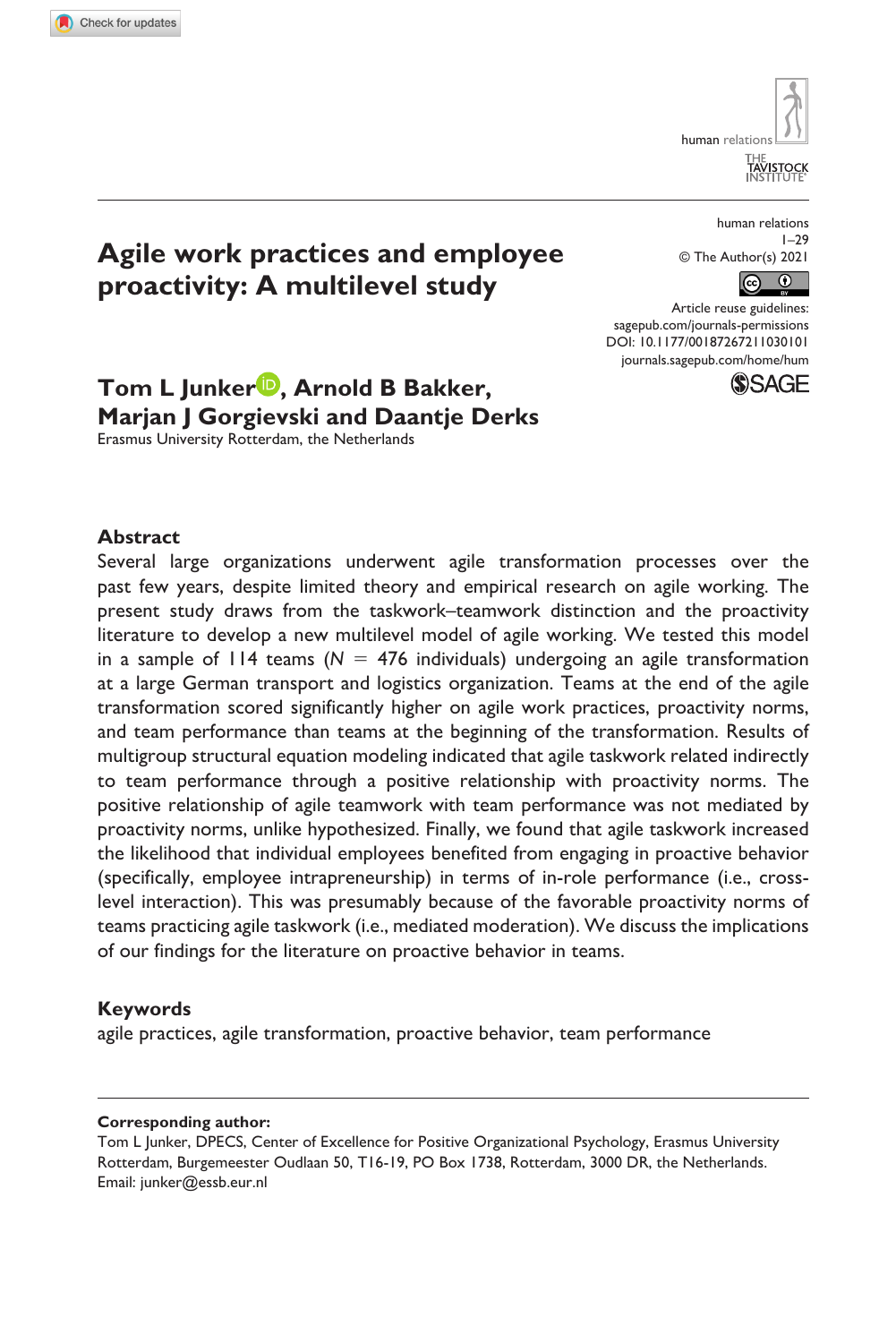# Agile work practices and employee proactivity: A multilevel study

human relations
1–29
© The Author(s) 2021
Article reuse guidelines:
sagepub.com/journals-permissions
DOI: 10.1177/00187267211030101
journals.sagepub.com/home/hum

**Tom L Junker, Arnold B Bakker, Marjan J Gorgievski and Daantje Derks**
Erasmus University Rotterdam, the Netherlands

## Abstract

Several large organizations underwent agile transformation processes over the past few years, despite limited theory and empirical research on agile working. The present study draws from the taskwork–teamwork distinction and the proactivity literature to develop a new multilevel model of agile working. We tested this model in a sample of 114 teams ($N = 476$ individuals) undergoing an agile transformation at a large German transport and logistics organization. Teams at the end of the agile transformation scored significantly higher on agile work practices, proactivity norms, and team performance than teams at the beginning of the transformation. Results of multigroup structural equation modeling indicated that agile taskwork related indirectly to team performance through a positive relationship with proactivity norms. The positive relationship of agile teamwork with team performance was not mediated by proactivity norms, unlike hypothesized. Finally, we found that agile taskwork increased the likelihood that individual employees benefited from engaging in proactive behavior (specifically, employee intrapreneurship) in terms of in-role performance (i.e., cross-level interaction). This was presumably because of the favorable proactivity norms of teams practicing agile taskwork (i.e., mediated moderation). We discuss the implications of our findings for the literature on proactive behavior in teams.

## Keywords

agile practices, agile transformation, proactive behavior, team performance

**Corresponding author:**
Tom L Junker, DPECS, Center of Excellence for Positive Organizational Psychology, Erasmus University Rotterdam, Burgemeester Oudlaan 50, T16-19, PO Box 1738, Rotterdam, 3000 DR, the Netherlands.
Email: junker@essb.eur.nl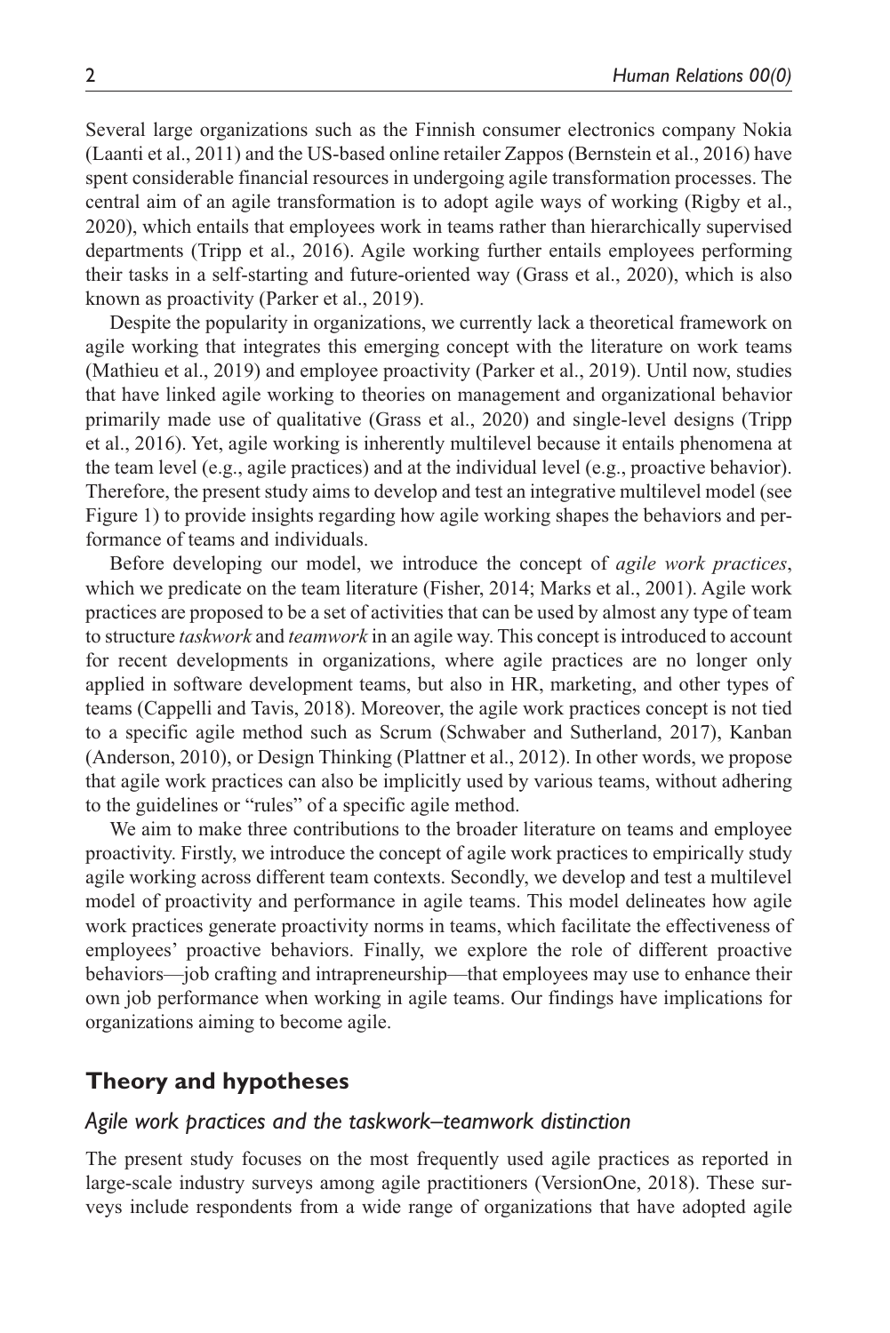Several large organizations such as the Finnish consumer electronics company Nokia (Laanti et al., 2011) and the US-based online retailer Zappos (Bernstein et al., 2016) have spent considerable financial resources in undergoing agile transformation processes. The central aim of an agile transformation is to adopt agile ways of working (Rigby et al., 2020), which entails that employees work in teams rather than hierarchically supervised departments (Tripp et al., 2016). Agile working further entails employees performing their tasks in a self-starting and future-oriented way (Grass et al., 2020), which is also known as proactivity (Parker et al., 2019).

Despite the popularity in organizations, we currently lack a theoretical framework on agile working that integrates this emerging concept with the literature on work teams (Mathieu et al., 2019) and employee proactivity (Parker et al., 2019). Until now, studies that have linked agile working to theories on management and organizational behavior primarily made use of qualitative (Grass et al., 2020) and single-level designs (Tripp et al., 2016). Yet, agile working is inherently multilevel because it entails phenomena at the team level (e.g., agile practices) and at the individual level (e.g., proactive behavior). Therefore, the present study aims to develop and test an integrative multilevel model (see Figure 1) to provide insights regarding how agile working shapes the behaviors and performance of teams and individuals.

Before developing our model, we introduce the concept of *agile work practices*, which we predicate on the team literature (Fisher, 2014; Marks et al., 2001). Agile work practices are proposed to be a set of activities that can be used by almost any type of team to structure *taskwork* and *teamwork* in an agile way. This concept is introduced to account for recent developments in organizations, where agile practices are no longer only applied in software development teams, but also in HR, marketing, and other types of teams (Cappelli and Tavis, 2018). Moreover, the agile work practices concept is not tied to a specific agile method such as Scrum (Schwaber and Sutherland, 2017), Kanban (Anderson, 2010), or Design Thinking (Plattner et al., 2012). In other words, we propose that agile work practices can also be implicitly used by various teams, without adhering to the guidelines or "rules" of a specific agile method.

We aim to make three contributions to the broader literature on teams and employee proactivity. Firstly, we introduce the concept of agile work practices to empirically study agile working across different team contexts. Secondly, we develop and test a multilevel model of proactivity and performance in agile teams. This model delineates how agile work practices generate proactivity norms in teams, which facilitate the effectiveness of employees' proactive behaviors. Finally, we explore the role of different proactive behaviors—job crafting and intrapreneurship—that employees may use to enhance their own job performance when working in agile teams. Our findings have implications for organizations aiming to become agile.

## Theory and hypotheses

### *Agile work practices and the taskwork–teamwork distinction*

The present study focuses on the most frequently used agile practices as reported in large-scale industry surveys among agile practitioners (VersionOne, 2018). These surveys include respondents from a wide range of organizations that have adopted agile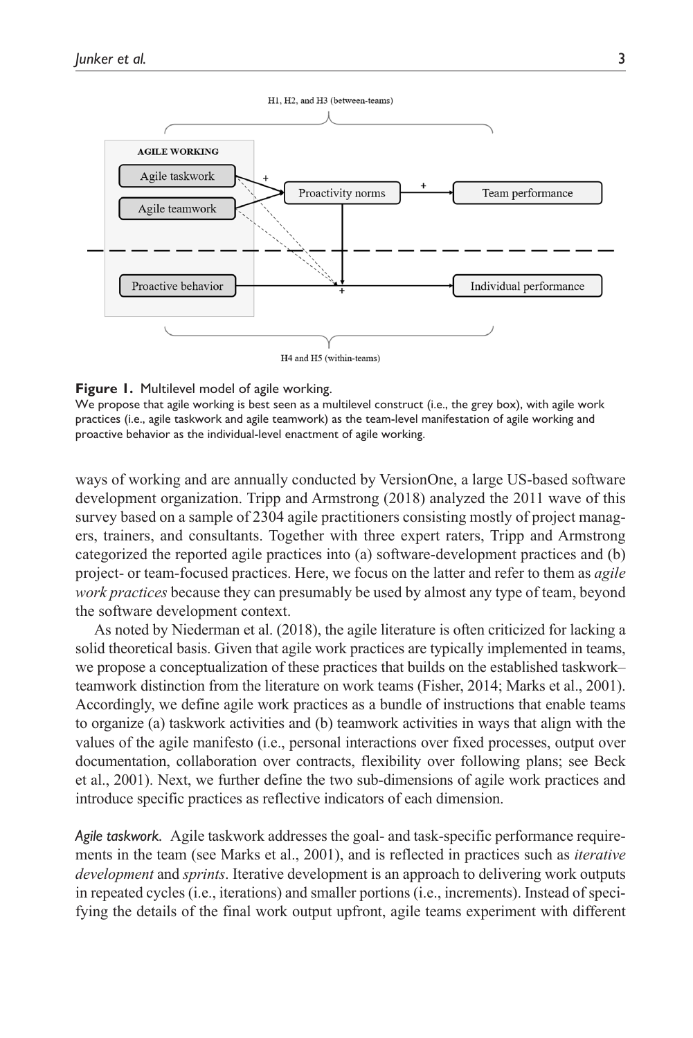**Figure 1.** Multilevel model of agile working.

We propose that agile working is best seen as a multilevel construct (i.e., the grey box), with agile work practices (i.e., agile taskwork and agile teamwork) as the team-level manifestation of agile working and proactive behavior as the individual-level enactment of agile working.

ways of working and are annually conducted by VersionOne, a large US-based software development organization. Tripp and Armstrong (2018) analyzed the 2011 wave of this survey based on a sample of 2304 agile practitioners consisting mostly of project managers, trainers, and consultants. Together with three expert raters, Tripp and Armstrong categorized the reported agile practices into (a) software-development practices and (b) project- or team-focused practices. Here, we focus on the latter and refer to them as *agile work practices* because they can presumably be used by almost any type of team, beyond the software development context.

As noted by Niederman et al. (2018), the agile literature is often criticized for lacking a solid theoretical basis. Given that agile work practices are typically implemented in teams, we propose a conceptualization of these practices that builds on the established taskwork–teamwork distinction from the literature on work teams (Fisher, 2014; Marks et al., 2001). Accordingly, we define agile work practices as a bundle of instructions that enable teams to organize (a) taskwork activities and (b) teamwork activities in ways that align with the values of the agile manifesto (i.e., personal interactions over fixed processes, output over documentation, collaboration over contracts, flexibility over following plans; see Beck et al., 2001). Next, we further define the two sub-dimensions of agile work practices and introduce specific practices as reflective indicators of each dimension.

*Agile taskwork.* Agile taskwork addresses the goal- and task-specific performance requirements in the team (see Marks et al., 2001), and is reflected in practices such as *iterative development* and *sprints*. Iterative development is an approach to delivering work outputs in repeated cycles (i.e., iterations) and smaller portions (i.e., increments). Instead of specifying the details of the final work output upfront, agile teams experiment with different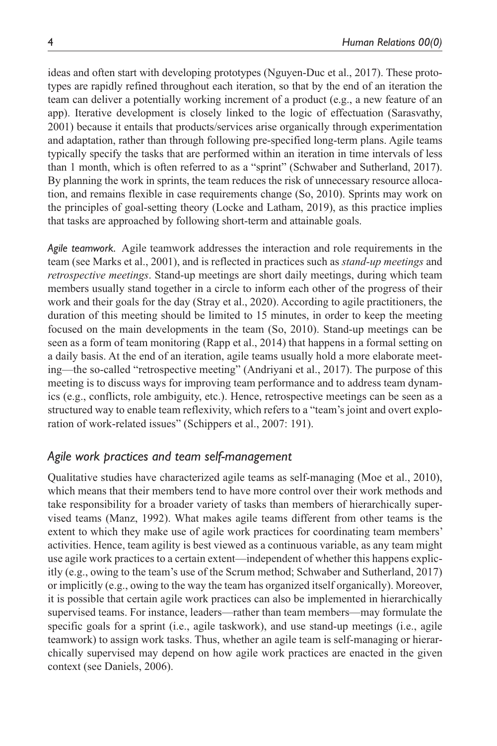ideas and often start with developing prototypes (Nguyen-Duc et al., 2017). These prototypes are rapidly refined throughout each iteration, so that by the end of an iteration the team can deliver a potentially working increment of a product (e.g., a new feature of an app). Iterative development is closely linked to the logic of effectuation (Sarasvathy, 2001) because it entails that products/services arise organically through experimentation and adaptation, rather than through following pre-specified long-term plans. Agile teams typically specify the tasks that are performed within an iteration in time intervals of less than 1 month, which is often referred to as a "sprint" (Schwaber and Sutherland, 2017). By planning the work in sprints, the team reduces the risk of unnecessary resource allocation, and remains flexible in case requirements change (So, 2010). Sprints may work on the principles of goal-setting theory (Locke and Latham, 2019), as this practice implies that tasks are approached by following short-term and attainable goals.

*Agile teamwork.* Agile teamwork addresses the interaction and role requirements in the team (see Marks et al., 2001), and is reflected in practices such as *stand-up meetings* and *retrospective meetings*. Stand-up meetings are short daily meetings, during which team members usually stand together in a circle to inform each other of the progress of their work and their goals for the day (Stray et al., 2020). According to agile practitioners, the duration of this meeting should be limited to 15 minutes, in order to keep the meeting focused on the main developments in the team (So, 2010). Stand-up meetings can be seen as a form of team monitoring (Rapp et al., 2014) that happens in a formal setting on a daily basis. At the end of an iteration, agile teams usually hold a more elaborate meeting—the so-called "retrospective meeting" (Andriyani et al., 2017). The purpose of this meeting is to discuss ways for improving team performance and to address team dynamics (e.g., conflicts, role ambiguity, etc.). Hence, retrospective meetings can be seen as a structured way to enable team reflexivity, which refers to a "team's joint and overt exploration of work-related issues" (Schippers et al., 2007: 191).

### *Agile work practices and team self-management*

Qualitative studies have characterized agile teams as self-managing (Moe et al., 2010), which means that their members tend to have more control over their work methods and take responsibility for a broader variety of tasks than members of hierarchically supervised teams (Manz, 1992). What makes agile teams different from other teams is the extent to which they make use of agile work practices for coordinating team members' activities. Hence, team agility is best viewed as a continuous variable, as any team might use agile work practices to a certain extent—independent of whether this happens explicitly (e.g., owing to the team's use of the Scrum method; Schwaber and Sutherland, 2017) or implicitly (e.g., owing to the way the team has organized itself organically). Moreover, it is possible that certain agile work practices can also be implemented in hierarchically supervised teams. For instance, leaders—rather than team members—may formulate the specific goals for a sprint (i.e., agile taskwork), and use stand-up meetings (i.e., agile teamwork) to assign work tasks. Thus, whether an agile team is self-managing or hierarchically supervised may depend on how agile work practices are enacted in the given context (see Daniels, 2006).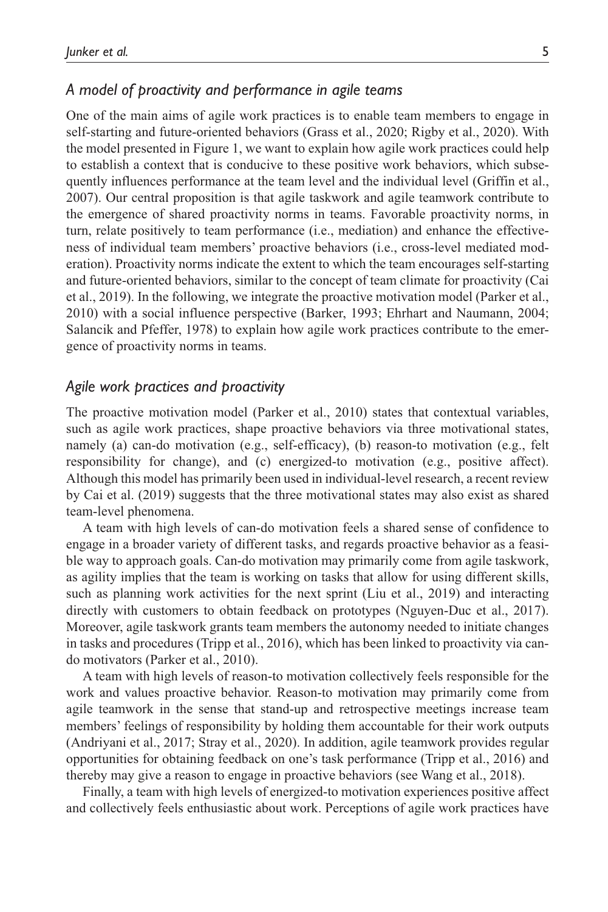### *A model of proactivity and performance in agile teams*

One of the main aims of agile work practices is to enable team members to engage in self-starting and future-oriented behaviors (Grass et al., 2020; Rigby et al., 2020). With the model presented in Figure 1, we want to explain how agile work practices could help to establish a context that is conducive to these positive work behaviors, which subsequently influences performance at the team level and the individual level (Griffin et al., 2007). Our central proposition is that agile taskwork and agile teamwork contribute to the emergence of shared proactivity norms in teams. Favorable proactivity norms, in turn, relate positively to team performance (i.e., mediation) and enhance the effectiveness of individual team members' proactive behaviors (i.e., cross-level mediated moderation). Proactivity norms indicate the extent to which the team encourages self-starting and future-oriented behaviors, similar to the concept of team climate for proactivity (Cai et al., 2019). In the following, we integrate the proactive motivation model (Parker et al., 2010) with a social influence perspective (Barker, 1993; Ehrhart and Naumann, 2004; Salancik and Pfeffer, 1978) to explain how agile work practices contribute to the emergence of proactivity norms in teams.

### *Agile work practices and proactivity*

The proactive motivation model (Parker et al., 2010) states that contextual variables, such as agile work practices, shape proactive behaviors via three motivational states, namely (a) can-do motivation (e.g., self-efficacy), (b) reason-to motivation (e.g., felt responsibility for change), and (c) energized-to motivation (e.g., positive affect). Although this model has primarily been used in individual-level research, a recent review by Cai et al. (2019) suggests that the three motivational states may also exist as shared team-level phenomena.

A team with high levels of can-do motivation feels a shared sense of confidence to engage in a broader variety of different tasks, and regards proactive behavior as a feasible way to approach goals. Can-do motivation may primarily come from agile taskwork, as agility implies that the team is working on tasks that allow for using different skills, such as planning work activities for the next sprint (Liu et al., 2019) and interacting directly with customers to obtain feedback on prototypes (Nguyen-Duc et al., 2017). Moreover, agile taskwork grants team members the autonomy needed to initiate changes in tasks and procedures (Tripp et al., 2016), which has been linked to proactivity via can-do motivators (Parker et al., 2010).

A team with high levels of reason-to motivation collectively feels responsible for the work and values proactive behavior. Reason-to motivation may primarily come from agile teamwork in the sense that stand-up and retrospective meetings increase team members' feelings of responsibility by holding them accountable for their work outputs (Andriyani et al., 2017; Stray et al., 2020). In addition, agile teamwork provides regular opportunities for obtaining feedback on one's task performance (Tripp et al., 2016) and thereby may give a reason to engage in proactive behaviors (see Wang et al., 2018).

Finally, a team with high levels of energized-to motivation experiences positive affect and collectively feels enthusiastic about work. Perceptions of agile work practices have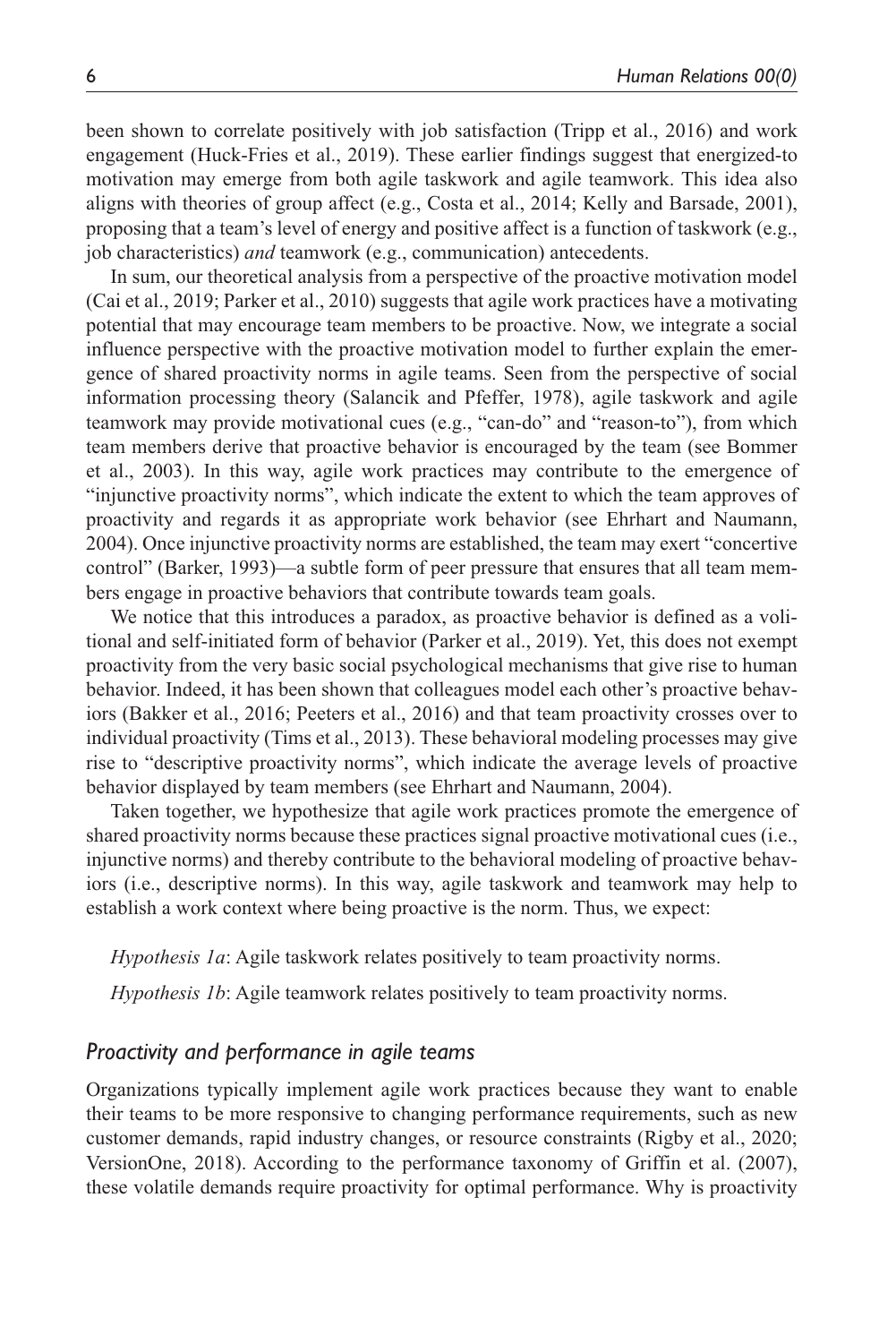been shown to correlate positively with job satisfaction (Tripp et al., 2016) and work engagement (Huck-Fries et al., 2019). These earlier findings suggest that energized-to motivation may emerge from both agile taskwork and agile teamwork. This idea also aligns with theories of group affect (e.g., Costa et al., 2014; Kelly and Barsade, 2001), proposing that a team's level of energy and positive affect is a function of taskwork (e.g., job characteristics) *and* teamwork (e.g., communication) antecedents.

In sum, our theoretical analysis from a perspective of the proactive motivation model (Cai et al., 2019; Parker et al., 2010) suggests that agile work practices have a motivating potential that may encourage team members to be proactive. Now, we integrate a social influence perspective with the proactive motivation model to further explain the emergence of shared proactivity norms in agile teams. Seen from the perspective of social information processing theory (Salancik and Pfeffer, 1978), agile taskwork and agile teamwork may provide motivational cues (e.g., "can-do" and "reason-to"), from which team members derive that proactive behavior is encouraged by the team (see Bommer et al., 2003). In this way, agile work practices may contribute to the emergence of "injunctive proactivity norms", which indicate the extent to which the team approves of proactivity and regards it as appropriate work behavior (see Ehrhart and Naumann, 2004). Once injunctive proactivity norms are established, the team may exert "concertive control" (Barker, 1993)—a subtle form of peer pressure that ensures that all team members engage in proactive behaviors that contribute towards team goals.

We notice that this introduces a paradox, as proactive behavior is defined as a volitional and self-initiated form of behavior (Parker et al., 2019). Yet, this does not exempt proactivity from the very basic social psychological mechanisms that give rise to human behavior. Indeed, it has been shown that colleagues model each other's proactive behaviors (Bakker et al., 2016; Peeters et al., 2016) and that team proactivity crosses over to individual proactivity (Tims et al., 2013). These behavioral modeling processes may give rise to "descriptive proactivity norms", which indicate the average levels of proactive behavior displayed by team members (see Ehrhart and Naumann, 2004).

Taken together, we hypothesize that agile work practices promote the emergence of shared proactivity norms because these practices signal proactive motivational cues (i.e., injunctive norms) and thereby contribute to the behavioral modeling of proactive behaviors (i.e., descriptive norms). In this way, agile taskwork and teamwork may help to establish a work context where being proactive is the norm. Thus, we expect:

*Hypothesis 1a*: Agile taskwork relates positively to team proactivity norms.

*Hypothesis 1b*: Agile teamwork relates positively to team proactivity norms.

### *Proactivity and performance in agile teams*

Organizations typically implement agile work practices because they want to enable their teams to be more responsive to changing performance requirements, such as new customer demands, rapid industry changes, or resource constraints (Rigby et al., 2020; VersionOne, 2018). According to the performance taxonomy of Griffin et al. (2007), these volatile demands require proactivity for optimal performance. Why is proactivity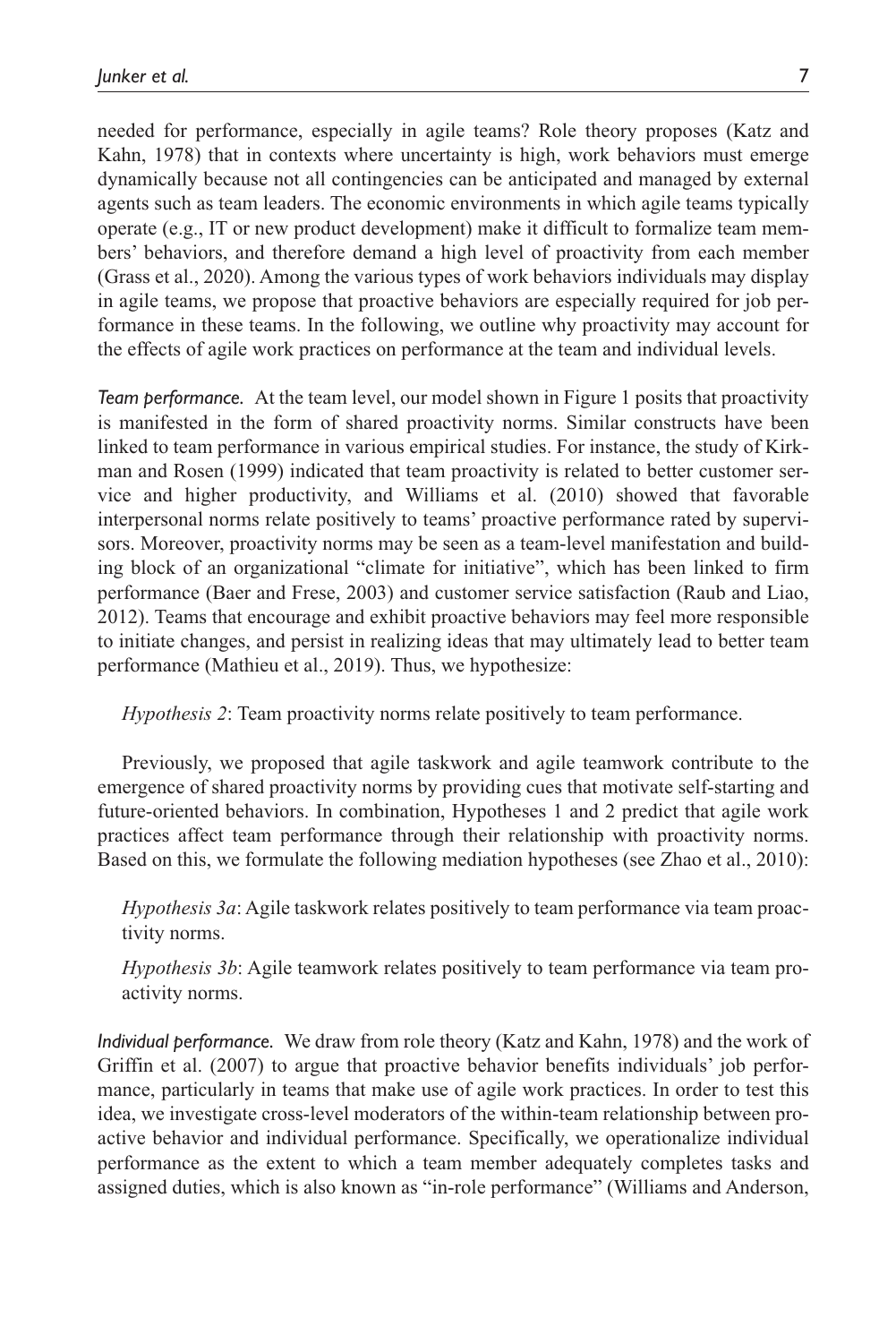needed for performance, especially in agile teams? Role theory proposes (Katz and Kahn, 1978) that in contexts where uncertainty is high, work behaviors must emerge dynamically because not all contingencies can be anticipated and managed by external agents such as team leaders. The economic environments in which agile teams typically operate (e.g., IT or new product development) make it difficult to formalize team members' behaviors, and therefore demand a high level of proactivity from each member (Grass et al., 2020). Among the various types of work behaviors individuals may display in agile teams, we propose that proactive behaviors are especially required for job performance in these teams. In the following, we outline why proactivity may account for the effects of agile work practices on performance at the team and individual levels.

*Team performance.* At the team level, our model shown in Figure 1 posits that proactivity is manifested in the form of shared proactivity norms. Similar constructs have been linked to team performance in various empirical studies. For instance, the study of Kirkman and Rosen (1999) indicated that team proactivity is related to better customer service and higher productivity, and Williams et al. (2010) showed that favorable interpersonal norms relate positively to teams' proactive performance rated by supervisors. Moreover, proactivity norms may be seen as a team-level manifestation and building block of an organizational "climate for initiative", which has been linked to firm performance (Baer and Frese, 2003) and customer service satisfaction (Raub and Liao, 2012). Teams that encourage and exhibit proactive behaviors may feel more responsible to initiate changes, and persist in realizing ideas that may ultimately lead to better team performance (Mathieu et al., 2019). Thus, we hypothesize:

> *Hypothesis 2*: Team proactivity norms relate positively to team performance.

Previously, we proposed that agile taskwork and agile teamwork contribute to the emergence of shared proactivity norms by providing cues that motivate self-starting and future-oriented behaviors. In combination, Hypotheses 1 and 2 predict that agile work practices affect team performance through their relationship with proactivity norms. Based on this, we formulate the following mediation hypotheses (see Zhao et al., 2010):

> *Hypothesis 3a*: Agile taskwork relates positively to team performance via team proactivity norms.
>
> *Hypothesis 3b*: Agile teamwork relates positively to team performance via team proactivity norms.

*Individual performance.* We draw from role theory (Katz and Kahn, 1978) and the work of Griffin et al. (2007) to argue that proactive behavior benefits individuals' job performance, particularly in teams that make use of agile work practices. In order to test this idea, we investigate cross-level moderators of the within-team relationship between proactive behavior and individual performance. Specifically, we operationalize individual performance as the extent to which a team member adequately completes tasks and assigned duties, which is also known as "in-role performance" (Williams and Anderson,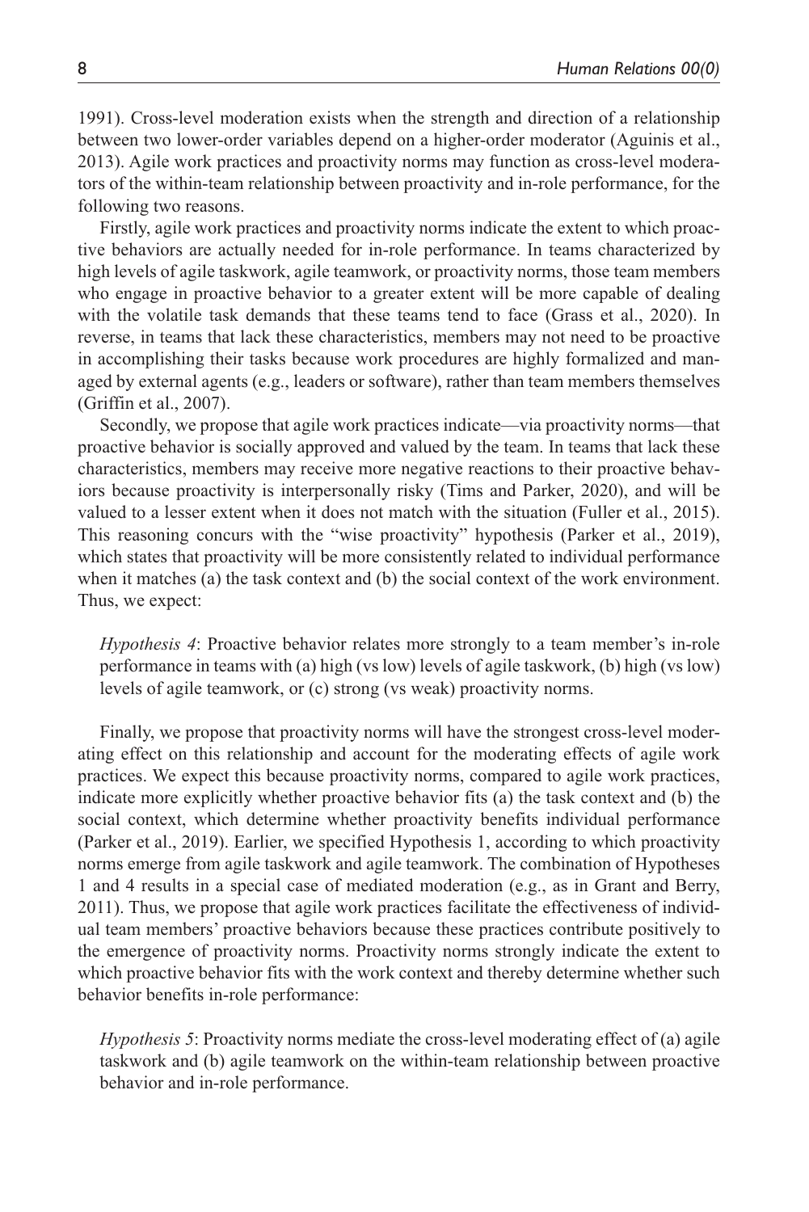1991). Cross-level moderation exists when the strength and direction of a relationship between two lower-order variables depend on a higher-order moderator (Aguinis et al., 2013). Agile work practices and proactivity norms may function as cross-level moderators of the within-team relationship between proactivity and in-role performance, for the following two reasons.

Firstly, agile work practices and proactivity norms indicate the extent to which proactive behaviors are actually needed for in-role performance. In teams characterized by high levels of agile taskwork, agile teamwork, or proactivity norms, those team members who engage in proactive behavior to a greater extent will be more capable of dealing with the volatile task demands that these teams tend to face (Grass et al., 2020). In reverse, in teams that lack these characteristics, members may not need to be proactive in accomplishing their tasks because work procedures are highly formalized and managed by external agents (e.g., leaders or software), rather than team members themselves (Griffin et al., 2007).

Secondly, we propose that agile work practices indicate—via proactivity norms—that proactive behavior is socially approved and valued by the team. In teams that lack these characteristics, members may receive more negative reactions to their proactive behaviors because proactivity is interpersonally risky (Tims and Parker, 2020), and will be valued to a lesser extent when it does not match with the situation (Fuller et al., 2015). This reasoning concurs with the "wise proactivity" hypothesis (Parker et al., 2019), which states that proactivity will be more consistently related to individual performance when it matches (a) the task context and (b) the social context of the work environment. Thus, we expect:

> *Hypothesis 4*: Proactive behavior relates more strongly to a team member's in-role performance in teams with (a) high (vs low) levels of agile taskwork, (b) high (vs low) levels of agile teamwork, or (c) strong (vs weak) proactivity norms.

Finally, we propose that proactivity norms will have the strongest cross-level moderating effect on this relationship and account for the moderating effects of agile work practices. We expect this because proactivity norms, compared to agile work practices, indicate more explicitly whether proactive behavior fits (a) the task context and (b) the social context, which determine whether proactivity benefits individual performance (Parker et al., 2019). Earlier, we specified Hypothesis 1, according to which proactivity norms emerge from agile taskwork and agile teamwork. The combination of Hypotheses 1 and 4 results in a special case of mediated moderation (e.g., as in Grant and Berry, 2011). Thus, we propose that agile work practices facilitate the effectiveness of individual team members' proactive behaviors because these practices contribute positively to the emergence of proactivity norms. Proactivity norms strongly indicate the extent to which proactive behavior fits with the work context and thereby determine whether such behavior benefits in-role performance:

> *Hypothesis 5*: Proactivity norms mediate the cross-level moderating effect of (a) agile taskwork and (b) agile teamwork on the within-team relationship between proactive behavior and in-role performance.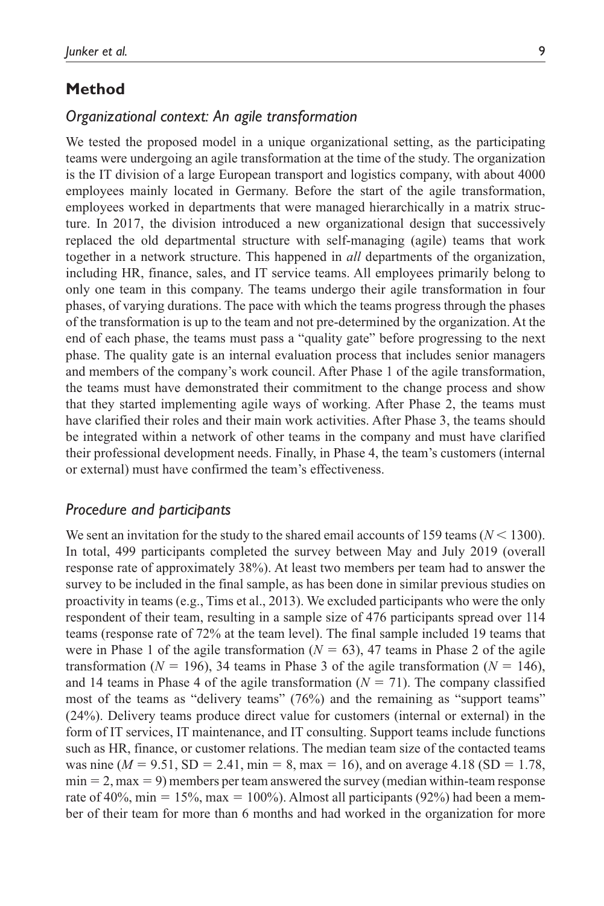## Method

### *Organizational context: An agile transformation*

We tested the proposed model in a unique organizational setting, as the participating teams were undergoing an agile transformation at the time of the study. The organization is the IT division of a large European transport and logistics company, with about 4000 employees mainly located in Germany. Before the start of the agile transformation, employees worked in departments that were managed hierarchically in a matrix structure. In 2017, the division introduced a new organizational design that successively replaced the old departmental structure with self-managing (agile) teams that work together in a network structure. This happened in *all* departments of the organization, including HR, finance, sales, and IT service teams. All employees primarily belong to only one team in this company. The teams undergo their agile transformation in four phases, of varying durations. The pace with which the teams progress through the phases of the transformation is up to the team and not pre-determined by the organization. At the end of each phase, the teams must pass a "quality gate" before progressing to the next phase. The quality gate is an internal evaluation process that includes senior managers and members of the company's work council. After Phase 1 of the agile transformation, the teams must have demonstrated their commitment to the change process and show that they started implementing agile ways of working. After Phase 2, the teams must have clarified their roles and their main work activities. After Phase 3, the teams should be integrated within a network of other teams in the company and must have clarified their professional development needs. Finally, in Phase 4, the team's customers (internal or external) must have confirmed the team's effectiveness.

### *Procedure and participants*

We sent an invitation for the study to the shared email accounts of 159 teams ($N < 1300$). In total, 499 participants completed the survey between May and July 2019 (overall response rate of approximately 38%). At least two members per team had to answer the survey to be included in the final sample, as has been done in similar previous studies on proactivity in teams (e.g., Tims et al., 2013). We excluded participants who were the only respondent of their team, resulting in a sample size of 476 participants spread over 114 teams (response rate of 72% at the team level). The final sample included 19 teams that were in Phase 1 of the agile transformation ($N = 63$), 47 teams in Phase 2 of the agile transformation ($N = 196$), 34 teams in Phase 3 of the agile transformation ($N = 146$), and 14 teams in Phase 4 of the agile transformation ($N = 71$). The company classified most of the teams as "delivery teams" (76%) and the remaining as "support teams" (24%). Delivery teams produce direct value for customers (internal or external) in the form of IT services, IT maintenance, and IT consulting. Support teams include functions such as HR, finance, or customer relations. The median team size of the contacted teams was nine ($M = 9.51$, $SD = 2.41$, min = 8, max = 16), and on average 4.18 ($SD = 1.78$, min = 2, max = 9) members per team answered the survey (median within-team response rate of 40%, min = 15%, max = 100%). Almost all participants (92%) had been a member of their team for more than 6 months and had worked in the organization for more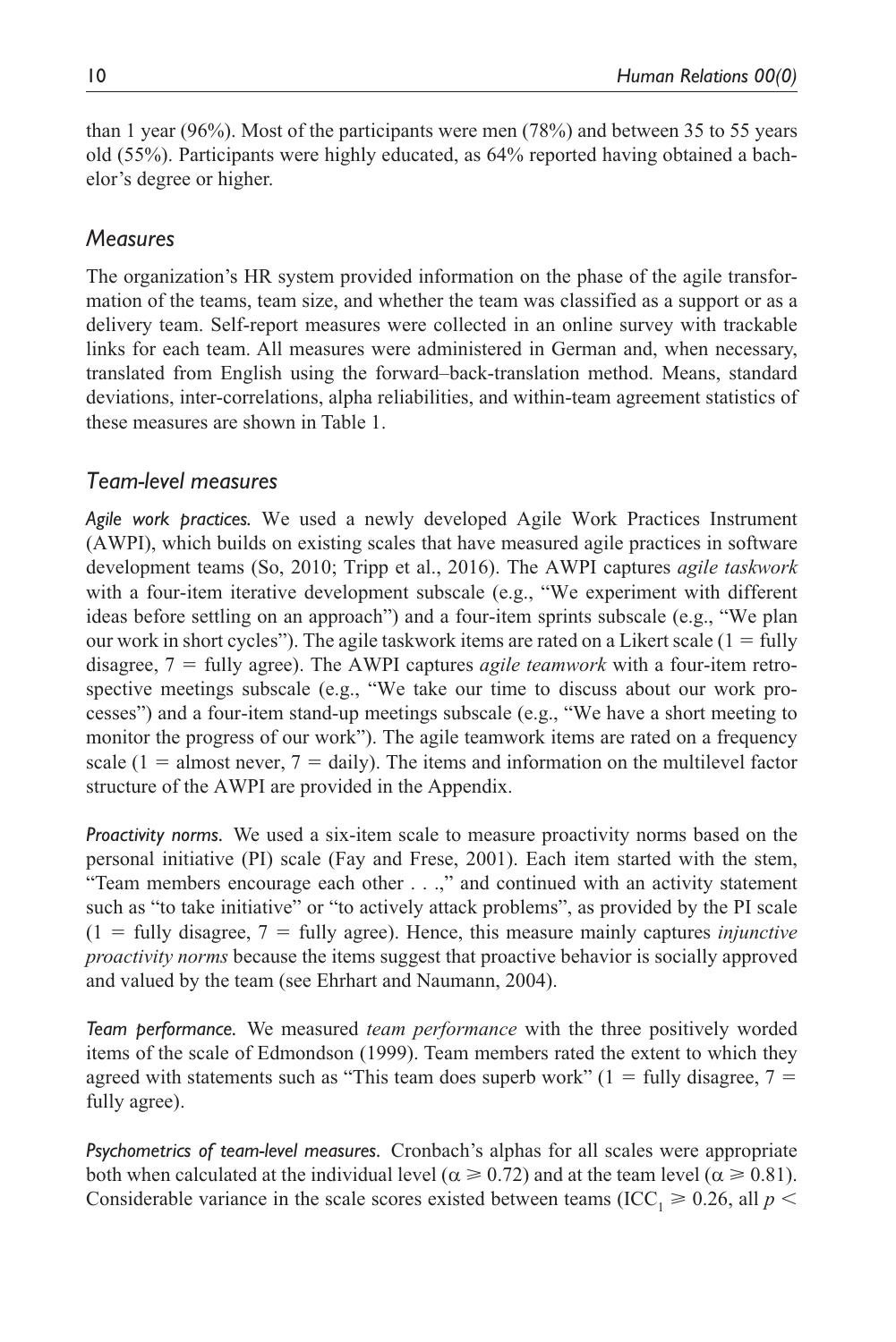than 1 year (96%). Most of the participants were men (78%) and between 35 to 55 years old (55%). Participants were highly educated, as 64% reported having obtained a bachelor's degree or higher.

## *Measures*

The organization's HR system provided information on the phase of the agile transformation of the teams, team size, and whether the team was classified as a support or as a delivery team. Self-report measures were collected in an online survey with trackable links for each team. All measures were administered in German and, when necessary, translated from English using the forward–back-translation method. Means, standard deviations, inter-correlations, alpha reliabilities, and within-team agreement statistics of these measures are shown in Table 1.

## *Team-level measures*

*Agile work practices.* We used a newly developed Agile Work Practices Instrument (AWPI), which builds on existing scales that have measured agile practices in software development teams (So, 2010; Tripp et al., 2016). The AWPI captures *agile taskwork* with a four-item iterative development subscale (e.g., "We experiment with different ideas before settling on an approach") and a four-item sprints subscale (e.g., "We plan our work in short cycles"). The agile taskwork items are rated on a Likert scale (1 = fully disagree, 7 = fully agree). The AWPI captures *agile teamwork* with a four-item retrospective meetings subscale (e.g., "We take our time to discuss about our work processes") and a four-item stand-up meetings subscale (e.g., "We have a short meeting to monitor the progress of our work"). The agile teamwork items are rated on a frequency scale (1 = almost never, 7 = daily). The items and information on the multilevel factor structure of the AWPI are provided in the Appendix.

*Proactivity norms.* We used a six-item scale to measure proactivity norms based on the personal initiative (PI) scale (Fay and Frese, 2001). Each item started with the stem, "Team members encourage each other . . .," and continued with an activity statement such as "to take initiative" or "to actively attack problems", as provided by the PI scale (1 = fully disagree, 7 = fully agree). Hence, this measure mainly captures *injunctive proactivity norms* because the items suggest that proactive behavior is socially approved and valued by the team (see Ehrhart and Naumann, 2004).

*Team performance.* We measured *team performance* with the three positively worded items of the scale of Edmondson (1999). Team members rated the extent to which they agreed with statements such as "This team does superb work" (1 = fully disagree, 7 = fully agree).

*Psychometrics of team-level measures.* Cronbach's alphas for all scales were appropriate both when calculated at the individual level ($\alpha \geqslant 0.72$) and at the team level ($\alpha \geqslant 0.81$). Considerable variance in the scale scores existed between teams ($ICC_1 \geqslant 0.26$, all $p <$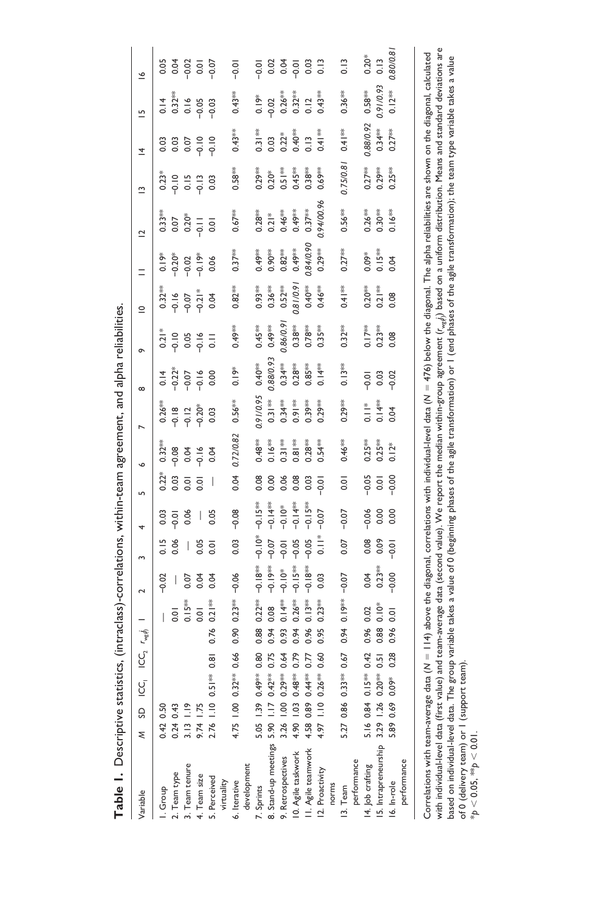**Table 1.** Descriptive statistics, (intraclass)-correlations, within-team agreement, and alpha reliabilities.

| Variable | M | SD | $ICC_1$ | $ICC_2$ | $r_{wg(j)}$ | 1 | 2 | 3 | 4 | 5 | 6 | 7 | 8 | 9 | 10 | 11 | 12 | 13 | 14 | 15 | 16 |
|---|---|---|---|---|---|---|---|---|---|---|---|---|---|---|---|---|---|---|---|---|---|
| 1. Group | 0.42 | 0.50 | | | | — | −0.02 | 0.15 | 0.03 | 0.22* | 0.32** | 0.26** | 0.14 | 0.21* | 0.32** | 0.19* | 0.33** | 0.23* | 0.03 | 0.14 | 0.05 |
| 2. Team type | 0.24 | 0.43 | | | | 0.01 | — | 0.06 | −0.01 | 0.03 | −0.08 | −0.18 | −0.22* | −0.10 | −0.16 | −0.20* | 0.07 | −0.10 | 0.03 | 0.32** | 0.04 |
| 3. Team tenure | 3.13 | 1.19 | | | | 0.15** | 0.07 | — | 0.06 | 0.01 | 0.04 | −0.12 | −0.07 | 0.05 | −0.07 | −0.02 | 0.20* | 0.15 | 0.07 | 0.16 | −0.02 |
| 4. Team size | 9.74 | 1.75 | | | | 0.01 | 0.04 | 0.05 | — | 0.01 | −0.16 | −0.20* | −0.16 | −0.16 | −0.21* | −0.19* | −0.11 | −0.13 | −0.10 | −0.05 | 0.01 |
| 5. Perceived virtuality | 2.76 | 1.10 | 0.51** | 0.81 | 0.76 | 0.21** | 0.04 | 0.01 | 0.05 | — | 0.04 | 0.03 | 0.00 | 0.11 | 0.04 | 0.06 | 0.01 | 0.03 | −0.10 | −0.03 | −0.07 |
| 6. Iterative development | 4.75 | 1.00 | 0.32** | 0.66 | 0.90 | 0.23** | −0.06 | 0.03 | −0.08 | 0.04 | *0.72/0.82* | 0.56** | 0.19* | 0.49** | 0.82** | 0.37** | 0.67** | 0.58** | 0.43** | 0.43** | −0.01 |
| 7. Sprints | 5.05 | 1.39 | 0.49** | 0.80 | 0.88 | 0.22** | −0.18** | −0.10* | −0.15** | 0.08 | 0.48** | *0.91/0.95* | 0.40** | 0.45** | 0.93** | 0.49** | 0.28** | 0.29** | 0.31** | 0.19* | −0.01 |
| 8. Stand-up meetings | 5.90 | 1.17 | 0.42** | 0.75 | 0.94 | 0.08 | −0.19** | −0.07 | −0.14** | 0.00 | 0.16** | 0.31** | *0.88/0.93* | 0.49** | 0.36** | 0.90** | 0.21* | 0.20* | 0.03 | −0.02 | 0.02 |
| 9. Retrospectives | 3.26 | 1.00 | 0.29** | 0.64 | 0.93 | 0.14** | −0.10* | −0.01 | −0.10* | 0.06 | 0.31** | 0.34** | 0.34** | *0.86/0.91* | 0.52** | 0.82** | 0.46** | 0.51** | 0.22* | 0.26** | 0.04 |
| 10. Agile taskwork | 4.90 | 1.03 | 0.48** | 0.79 | 0.94 | 0.26** | −0.15** | −0.05 | −0.14** | 0.08 | 0.81** | 0.91** | 0.28** | 0.38** | *0.81/0.91* | 0.49** | 0.49** | 0.45** | 0.40** | 0.32** | −0.01 |
| 11. Agile teamwork | 4.58 | 0.89 | 0.44** | 0.77 | 0.96 | 0.13** | −0.18** | −0.05 | −0.15** | 0.03 | 0.28** | 0.39** | 0.85** | 0.78** | 0.40** | *0.84/0.90* | 0.37** | 0.38** | 0.13 | 0.12 | 0.03 |
| 12. Proactivity norms | 4.97 | 1.10 | 0.26** | 0.60 | 0.95 | 0.23** | 0.03 | 0.11* | −0.07 | −0.01 | 0.54** | 0.29** | 0.14** | 0.35** | 0.46** | 0.29** | *0.94/00.96* | 0.69** | 0.41** | 0.43** | 0.13 |
| 13. Team performance | 5.27 | 0.86 | 0.33** | 0.67 | 0.94 | 0.19** | −0.07 | 0.07 | −0.07 | 0.01 | 0.46** | 0.29** | 0.13** | 0.32** | 0.41** | 0.27** | 0.56** | *0.75/0.81* | 0.41** | 0.36** | 0.13 |
| 14. Job crafting | 5.16 | 0.84 | 0.15** | 0.42 | 0.96 | 0.02 | 0.04 | 0.08 | −0.06 | −0.05 | 0.25** | 0.11* | −0.01 | 0.17** | 0.20** | 0.09* | 0.26** | 0.27** | *0.88/0.92* | 0.58** | 0.20* |
| 15. Intrapreneurship | 3.29 | 1.26 | 0.20** | 0.51 | 0.88 | 0.10* | 0.23** | 0.09 | 0.00 | 0.01 | 0.25** | 0.14** | 0.03 | 0.23** | 0.21** | 0.15** | 0.30** | 0.29** | 0.34** | *0.91/0.93* | 0.13 |
| 16. In-role performance | 5.89 | 0.69 | 0.09* | 0.28 | 0.96 | 0.01 | −0.00 | −0.01 | 0.00 | −0.00 | 0.12* | 0.04 | −0.02 | 0.08 | 0.08 | 0.04 | 0.16** | 0.25** | 0.27** | 0.12** | *0.80/0.81* |

Correlations with team-average data ($N = 114$) above the diagonal, correlations with individual-level data ($N = 476$) below the diagonal. The alpha reliabilities are shown on the diagonal, calculated with individual-level data (first value) and team-average data (second value). We report the median within-group agreement ($r_{wg(j)}$) based on a uniform distribution. Means and standard deviations are based on individual-level data. The group variable takes a value of 0 (beginning phases of the agile transformation) or 1 (end phases of the agile transformation); the team type variable takes a value of 0 (delivery team) or 1 (support team).

*$p < 0.05$, **$p < 0.01$.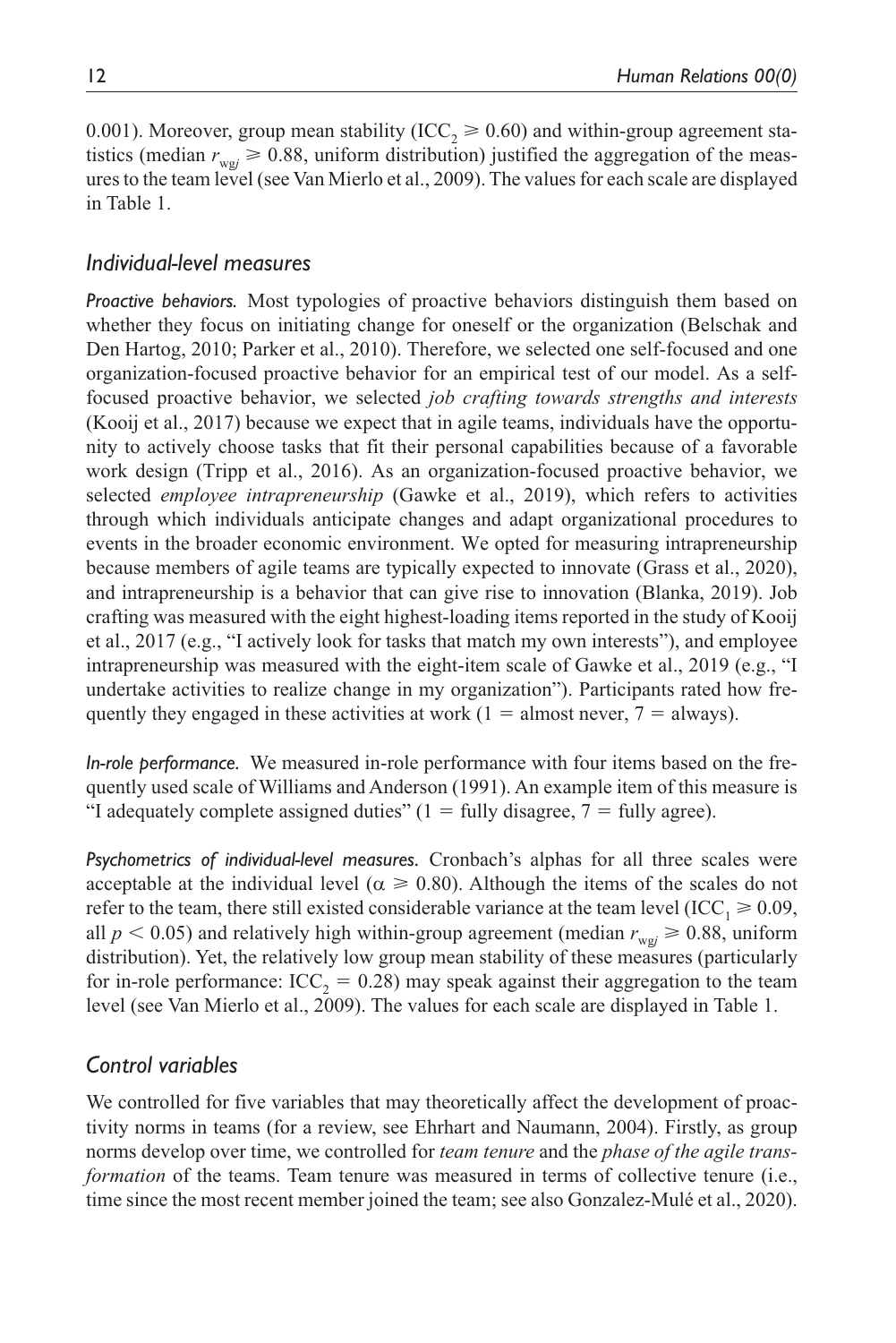0.001). Moreover, group mean stability ($ICC_2 \geqslant 0.60$) and within-group agreement statistics (median $r_{wgj} \geqslant 0.88$, uniform distribution) justified the aggregation of the measures to the team level (see Van Mierlo et al., 2009). The values for each scale are displayed in Table 1.

## Individual-level measures

*Proactive behaviors.* Most typologies of proactive behaviors distinguish them based on whether they focus on initiating change for oneself or the organization (Belschak and Den Hartog, 2010; Parker et al., 2010). Therefore, we selected one self-focused and one organization-focused proactive behavior for an empirical test of our model. As a self-focused proactive behavior, we selected *job crafting towards strengths and interests* (Kooij et al., 2017) because we expect that in agile teams, individuals have the opportunity to actively choose tasks that fit their personal capabilities because of a favorable work design (Tripp et al., 2016). As an organization-focused proactive behavior, we selected *employee intrapreneurship* (Gawke et al., 2019), which refers to activities through which individuals anticipate changes and adapt organizational procedures to events in the broader economic environment. We opted for measuring intrapreneurship because members of agile teams are typically expected to innovate (Grass et al., 2020), and intrapreneurship is a behavior that can give rise to innovation (Blanka, 2019). Job crafting was measured with the eight highest-loading items reported in the study of Kooij et al., 2017 (e.g., "I actively look for tasks that match my own interests"), and employee intrapreneurship was measured with the eight-item scale of Gawke et al., 2019 (e.g., "I undertake activities to realize change in my organization"). Participants rated how frequently they engaged in these activities at work (1 = almost never, 7 = always).

*In-role performance.* We measured in-role performance with four items based on the frequently used scale of Williams and Anderson (1991). An example item of this measure is "I adequately complete assigned duties" (1 = fully disagree, 7 = fully agree).

*Psychometrics of individual-level measures.* Cronbach's alphas for all three scales were acceptable at the individual level ($\alpha \geqslant 0.80$). Although the items of the scales do not refer to the team, there still existed considerable variance at the team level ($ICC_1 \geqslant 0.09$, all $p < 0.05$) and relatively high within-group agreement (median $r_{wgj} \geqslant 0.88$, uniform distribution). Yet, the relatively low group mean stability of these measures (particularly for in-role performance: $ICC_2 = 0.28$) may speak against their aggregation to the team level (see Van Mierlo et al., 2009). The values for each scale are displayed in Table 1.

## Control variables

We controlled for five variables that may theoretically affect the development of proactivity norms in teams (for a review, see Ehrhart and Naumann, 2004). Firstly, as group norms develop over time, we controlled for *team tenure* and the *phase of the agile transformation* of the teams. Team tenure was measured in terms of collective tenure (i.e., time since the most recent member joined the team; see also Gonzalez-Mulé et al., 2020).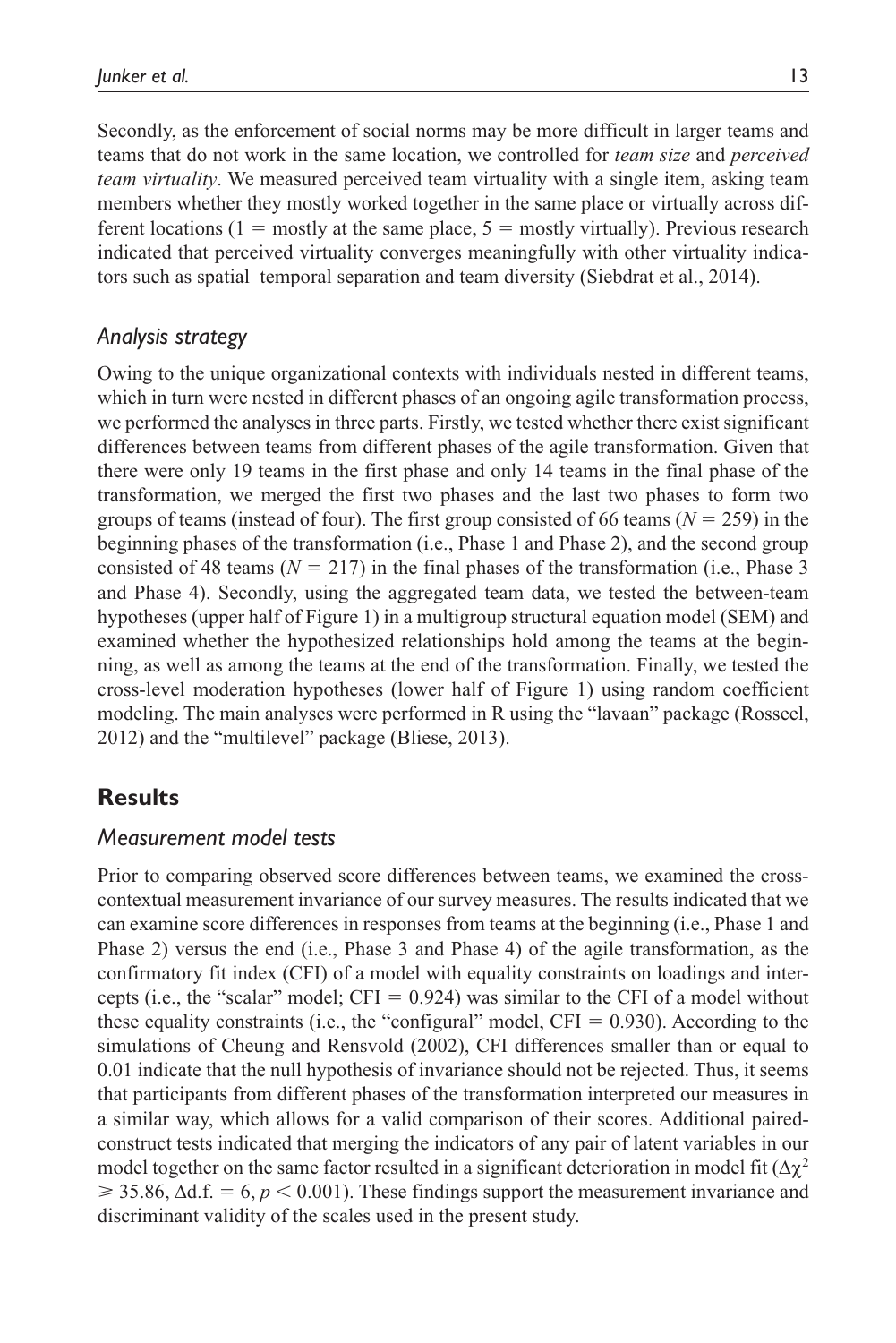Secondly, as the enforcement of social norms may be more difficult in larger teams and teams that do not work in the same location, we controlled for *team size* and *perceived team virtuality*. We measured perceived team virtuality with a single item, asking team members whether they mostly worked together in the same place or virtually across different locations ($1 =$ mostly at the same place, $5 =$ mostly virtually). Previous research indicated that perceived virtuality converges meaningfully with other virtuality indicators such as spatial–temporal separation and team diversity (Siebdrat et al., 2014).

### *Analysis strategy*

Owing to the unique organizational contexts with individuals nested in different teams, which in turn were nested in different phases of an ongoing agile transformation process, we performed the analyses in three parts. Firstly, we tested whether there exist significant differences between teams from different phases of the agile transformation. Given that there were only 19 teams in the first phase and only 14 teams in the final phase of the transformation, we merged the first two phases and the last two phases to form two groups of teams (instead of four). The first group consisted of 66 teams ($N = 259$) in the beginning phases of the transformation (i.e., Phase 1 and Phase 2), and the second group consisted of 48 teams ($N = 217$) in the final phases of the transformation (i.e., Phase 3 and Phase 4). Secondly, using the aggregated team data, we tested the between-team hypotheses (upper half of Figure 1) in a multigroup structural equation model (SEM) and examined whether the hypothesized relationships hold among the teams at the beginning, as well as among the teams at the end of the transformation. Finally, we tested the cross-level moderation hypotheses (lower half of Figure 1) using random coefficient modeling. The main analyses were performed in R using the "lavaan" package (Rosseel, 2012) and the "multilevel" package (Bliese, 2013).

## **Results**

### *Measurement model tests*

Prior to comparing observed score differences between teams, we examined the cross-contextual measurement invariance of our survey measures. The results indicated that we can examine score differences in responses from teams at the beginning (i.e., Phase 1 and Phase 2) versus the end (i.e., Phase 3 and Phase 4) of the agile transformation, as the confirmatory fit index (CFI) of a model with equality constraints on loadings and intercepts (i.e., the "scalar" model; CFI $= 0.924$) was similar to the CFI of a model without these equality constraints (i.e., the "configural" model, CFI $= 0.930$). According to the simulations of Cheung and Rensvold (2002), CFI differences smaller than or equal to 0.01 indicate that the null hypothesis of invariance should not be rejected. Thus, it seems that participants from different phases of the transformation interpreted our measures in a similar way, which allows for a valid comparison of their scores. Additional paired-construct tests indicated that merging the indicators of any pair of latent variables in our model together on the same factor resulted in a significant deterioration in model fit ($\Delta\chi^2 \geqslant 35.86$, $\Delta$d.f. $= 6$, $p < 0.001$). These findings support the measurement invariance and discriminant validity of the scales used in the present study.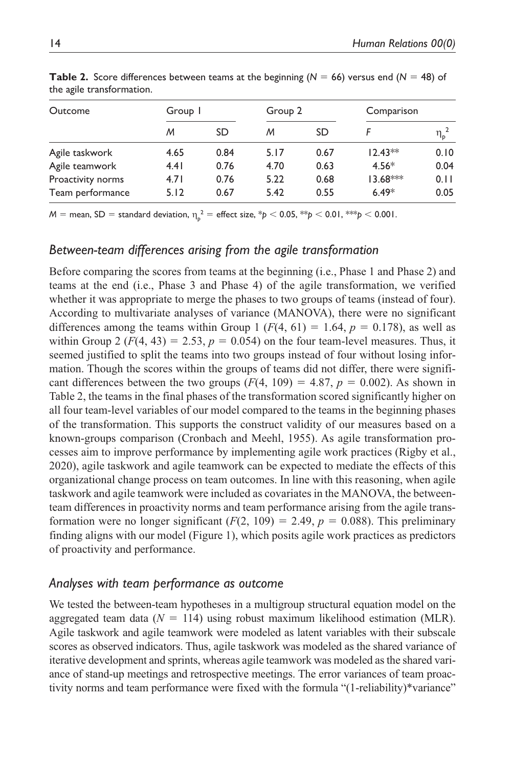**Table 2.** Score differences between teams at the beginning ($N = 66$) versus end ($N = 48$) of the agile transformation.

| Outcome | Group 1 | | Group 2 | | Comparison | |
|---|---|---|---|---|---|---|
| | *M* | SD | *M* | SD | *F* | $\eta_p^2$ |
| Agile taskwork | 4.65 | 0.84 | 5.17 | 0.67 | 12.43** | 0.10 |
| Agile teamwork | 4.41 | 0.76 | 4.70 | 0.63 | 4.56* | 0.04 |
| Proactivity norms | 4.71 | 0.76 | 5.22 | 0.68 | 13.68*** | 0.11 |
| Team performance | 5.12 | 0.67 | 5.42 | 0.55 | 6.49* | 0.05 |

*M* = mean, SD = standard deviation, $\eta_p^2$ = effect size, *$p < 0.05$, **$p < 0.01$, ***$p < 0.001$.

## *Between-team differences arising from the agile transformation*

Before comparing the scores from teams at the beginning (i.e., Phase 1 and Phase 2) and teams at the end (i.e., Phase 3 and Phase 4) of the agile transformation, we verified whether it was appropriate to merge the phases to two groups of teams (instead of four). According to multivariate analyses of variance (MANOVA), there were no significant differences among the teams within Group 1 ($F(4, 61) = 1.64$, $p = 0.178$), as well as within Group 2 ($F(4, 43) = 2.53$, $p = 0.054$) on the four team-level measures. Thus, it seemed justified to split the teams into two groups instead of four without losing information. Though the scores within the groups of teams did not differ, there were significant differences between the two groups ($F(4, 109) = 4.87$, $p = 0.002$). As shown in Table 2, the teams in the final phases of the transformation scored significantly higher on all four team-level variables of our model compared to the teams in the beginning phases of the transformation. This supports the construct validity of our measures based on a known-groups comparison (Cronbach and Meehl, 1955). As agile transformation processes aim to improve performance by implementing agile work practices (Rigby et al., 2020), agile taskwork and agile teamwork can be expected to mediate the effects of this organizational change process on team outcomes. In line with this reasoning, when agile taskwork and agile teamwork were included as covariates in the MANOVA, the between-team differences in proactivity norms and team performance arising from the agile transformation were no longer significant ($F(2, 109) = 2.49$, $p = 0.088$). This preliminary finding aligns with our model (Figure 1), which posits agile work practices as predictors of proactivity and performance.

## *Analyses with team performance as outcome*

We tested the between-team hypotheses in a multigroup structural equation model on the aggregated team data ($N = 114$) using robust maximum likelihood estimation (MLR). Agile taskwork and agile teamwork were modeled as latent variables with their subscale scores as observed indicators. Thus, agile taskwork was modeled as the shared variance of iterative development and sprints, whereas agile teamwork was modeled as the shared variance of stand-up meetings and retrospective meetings. The error variances of team proactivity norms and team performance were fixed with the formula "(1-reliability)*variance"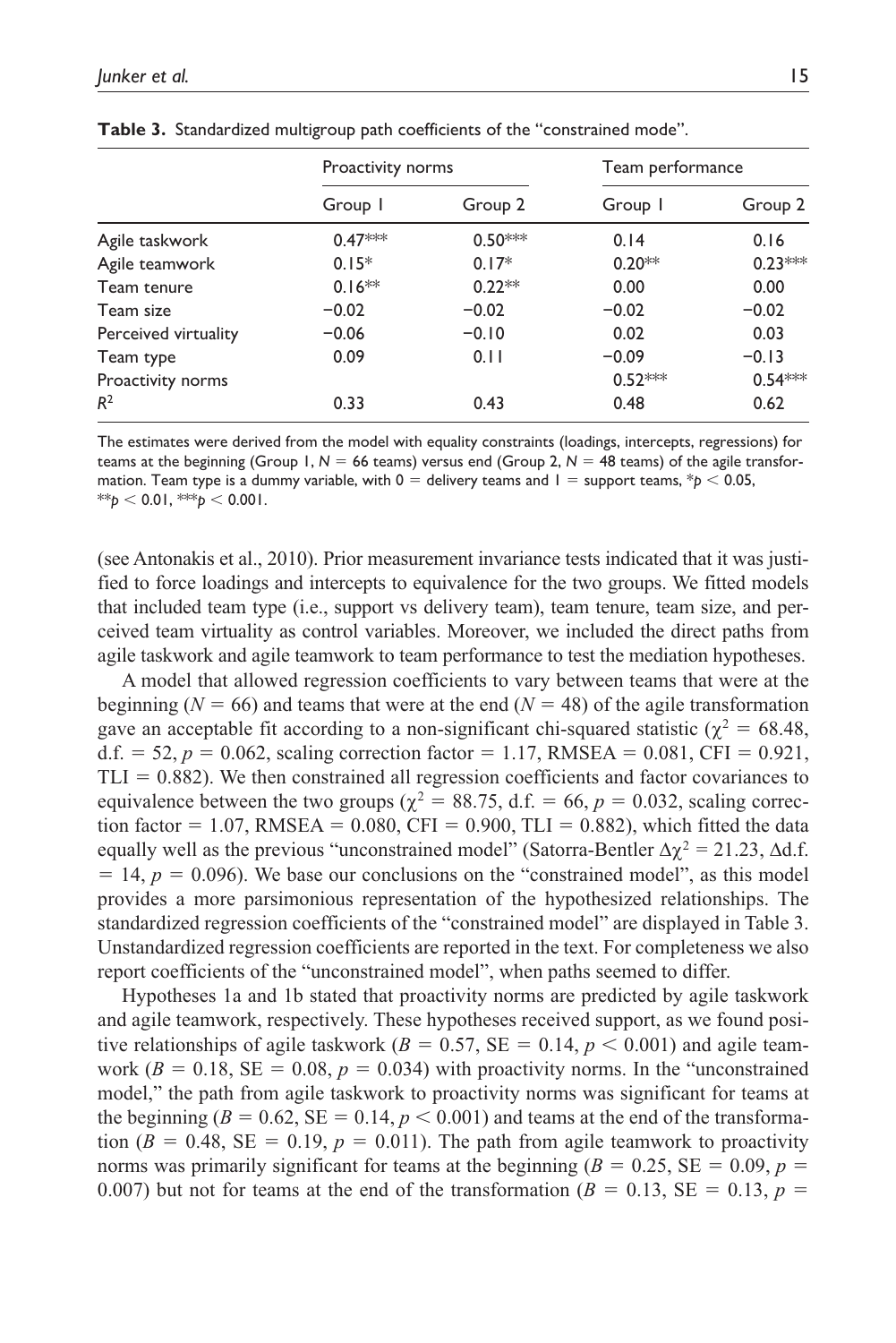**Table 3.** Standardized multigroup path coefficients of the "constrained mode".

| | Proactivity norms | | Team performance | |
|---|---|---|---|---|
| | Group 1 | Group 2 | Group 1 | Group 2 |
| Agile taskwork | 0.47*** | 0.50*** | 0.14 | 0.16 |
| Agile teamwork | 0.15* | 0.17* | 0.20** | 0.23*** |
| Team tenure | 0.16** | 0.22** | 0.00 | 0.00 |
| Team size | −0.02 | −0.02 | −0.02 | −0.02 |
| Perceived virtuality | −0.06 | −0.10 | 0.02 | 0.03 |
| Team type | 0.09 | 0.11 | −0.09 | −0.13 |
| Proactivity norms | | | 0.52*** | 0.54*** |
| $R^2$ | 0.33 | 0.43 | 0.48 | 0.62 |

The estimates were derived from the model with equality constraints (loadings, intercepts, regressions) for teams at the beginning (Group 1, $N = 66$ teams) versus end (Group 2, $N = 48$ teams) of the agile transformation. Team type is a dummy variable, with 0 = delivery teams and 1 = support teams, *$p < 0.05$, **$p < 0.01$, ***$p < 0.001$.

(see Antonakis et al., 2010). Prior measurement invariance tests indicated that it was justified to force loadings and intercepts to equivalence for the two groups. We fitted models that included team type (i.e., support vs delivery team), team tenure, team size, and perceived team virtuality as control variables. Moreover, we included the direct paths from agile taskwork and agile teamwork to team performance to test the mediation hypotheses.

A model that allowed regression coefficients to vary between teams that were at the beginning ($N = 66$) and teams that were at the end ($N = 48$) of the agile transformation gave an acceptable fit according to a non-significant chi-squared statistic ($\chi^2 = 68.48$, d.f. = 52, $p = 0.062$, scaling correction factor = 1.17, RMSEA = 0.081, CFI = 0.921, TLI = 0.882). We then constrained all regression coefficients and factor covariances to equivalence between the two groups ($\chi^2 = 88.75$, d.f. = 66, $p = 0.032$, scaling correction factor = 1.07, RMSEA = 0.080, CFI = 0.900, TLI = 0.882), which fitted the data equally well as the previous "unconstrained model" (Satorra-Bentler $\Delta\chi^2 = 21.23$, $\Delta$d.f. = 14, $p = 0.096$). We base our conclusions on the "constrained model", as this model provides a more parsimonious representation of the hypothesized relationships. The standardized regression coefficients of the "constrained model" are displayed in Table 3. Unstandardized regression coefficients are reported in the text. For completeness we also report coefficients of the "unconstrained model", when paths seemed to differ.

Hypotheses 1a and 1b stated that proactivity norms are predicted by agile taskwork and agile teamwork, respectively. These hypotheses received support, as we found positive relationships of agile taskwork ($B = 0.57$, SE = 0.14, $p < 0.001$) and agile teamwork ($B = 0.18$, SE = 0.08, $p = 0.034$) with proactivity norms. In the "unconstrained model," the path from agile taskwork to proactivity norms was significant for teams at the beginning ($B = 0.62$, SE = 0.14, $p < 0.001$) and teams at the end of the transformation ($B = 0.48$, SE = 0.19, $p = 0.011$). The path from agile teamwork to proactivity norms was primarily significant for teams at the beginning ($B = 0.25$, SE = 0.09, $p = 0.007$) but not for teams at the end of the transformation ($B = 0.13$, SE = 0.13, $p =$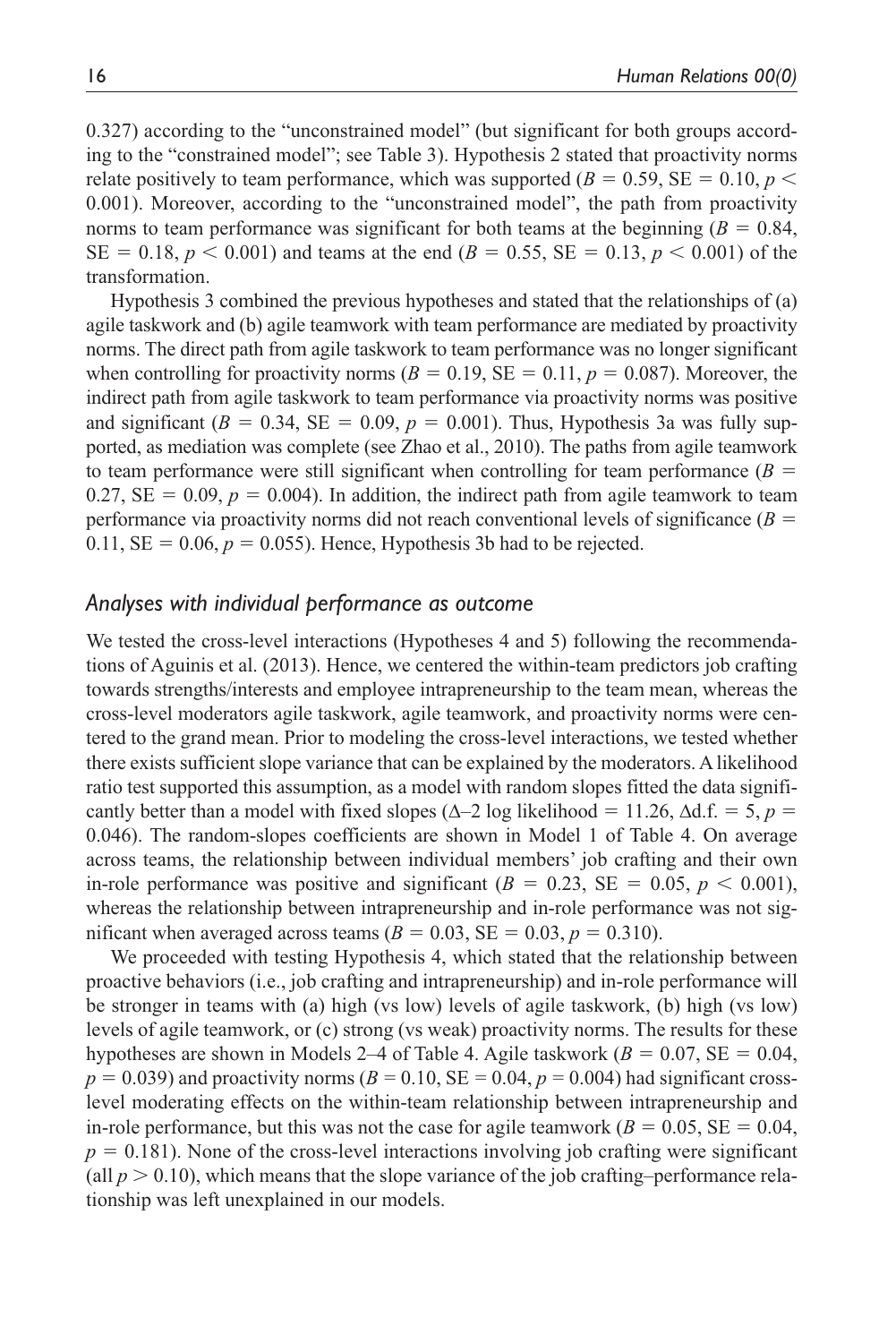0.327) according to the "unconstrained model" (but significant for both groups according to the "constrained model"; see Table 3). Hypothesis 2 stated that proactivity norms relate positively to team performance, which was supported ($B = 0.59$, $SE = 0.10$, $p < 0.001$). Moreover, according to the "unconstrained model", the path from proactivity norms to team performance was significant for both teams at the beginning ($B = 0.84$, $SE = 0.18$, $p < 0.001$) and teams at the end ($B = 0.55$, $SE = 0.13$, $p < 0.001$) of the transformation.

Hypothesis 3 combined the previous hypotheses and stated that the relationships of (a) agile taskwork and (b) agile teamwork with team performance are mediated by proactivity norms. The direct path from agile taskwork to team performance was no longer significant when controlling for proactivity norms ($B = 0.19$, $SE = 0.11$, $p = 0.087$). Moreover, the indirect path from agile taskwork to team performance via proactivity norms was positive and significant ($B = 0.34$, $SE = 0.09$, $p = 0.001$). Thus, Hypothesis 3a was fully supported, as mediation was complete (see Zhao et al., 2010). The paths from agile teamwork to team performance were still significant when controlling for team performance ($B = 0.27$, $SE = 0.09$, $p = 0.004$). In addition, the indirect path from agile teamwork to team performance via proactivity norms did not reach conventional levels of significance ($B = 0.11$, $SE = 0.06$, $p = 0.055$). Hence, Hypothesis 3b had to be rejected.

### *Analyses with individual performance as outcome*

We tested the cross-level interactions (Hypotheses 4 and 5) following the recommendations of Aguinis et al. (2013). Hence, we centered the within-team predictors job crafting towards strengths/interests and employee intrapreneurship to the team mean, whereas the cross-level moderators agile taskwork, agile teamwork, and proactivity norms were centered to the grand mean. Prior to modeling the cross-level interactions, we tested whether there exists sufficient slope variance that can be explained by the moderators. A likelihood ratio test supported this assumption, as a model with random slopes fitted the data significantly better than a model with fixed slopes ($\Delta$–2 log likelihood = 11.26, $\Delta$d.f. = 5, $p = 0.046$). The random-slopes coefficients are shown in Model 1 of Table 4. On average across teams, the relationship between individual members' job crafting and their own in-role performance was positive and significant ($B = 0.23$, $SE = 0.05$, $p < 0.001$), whereas the relationship between intrapreneurship and in-role performance was not significant when averaged across teams ($B = 0.03$, $SE = 0.03$, $p = 0.310$).

We proceeded with testing Hypothesis 4, which stated that the relationship between proactive behaviors (i.e., job crafting and intrapreneurship) and in-role performance will be stronger in teams with (a) high (vs low) levels of agile taskwork, (b) high (vs low) levels of agile teamwork, or (c) strong (vs weak) proactivity norms. The results for these hypotheses are shown in Models 2–4 of Table 4. Agile taskwork ($B = 0.07$, $SE = 0.04$, $p = 0.039$) and proactivity norms ($B = 0.10$, $SE = 0.04$, $p = 0.004$) had significant cross-level moderating effects on the within-team relationship between intrapreneurship and in-role performance, but this was not the case for agile teamwork ($B = 0.05$, $SE = 0.04$, $p = 0.181$). None of the cross-level interactions involving job crafting were significant (all $p > 0.10$), which means that the slope variance of the job crafting–performance relationship was left unexplained in our models.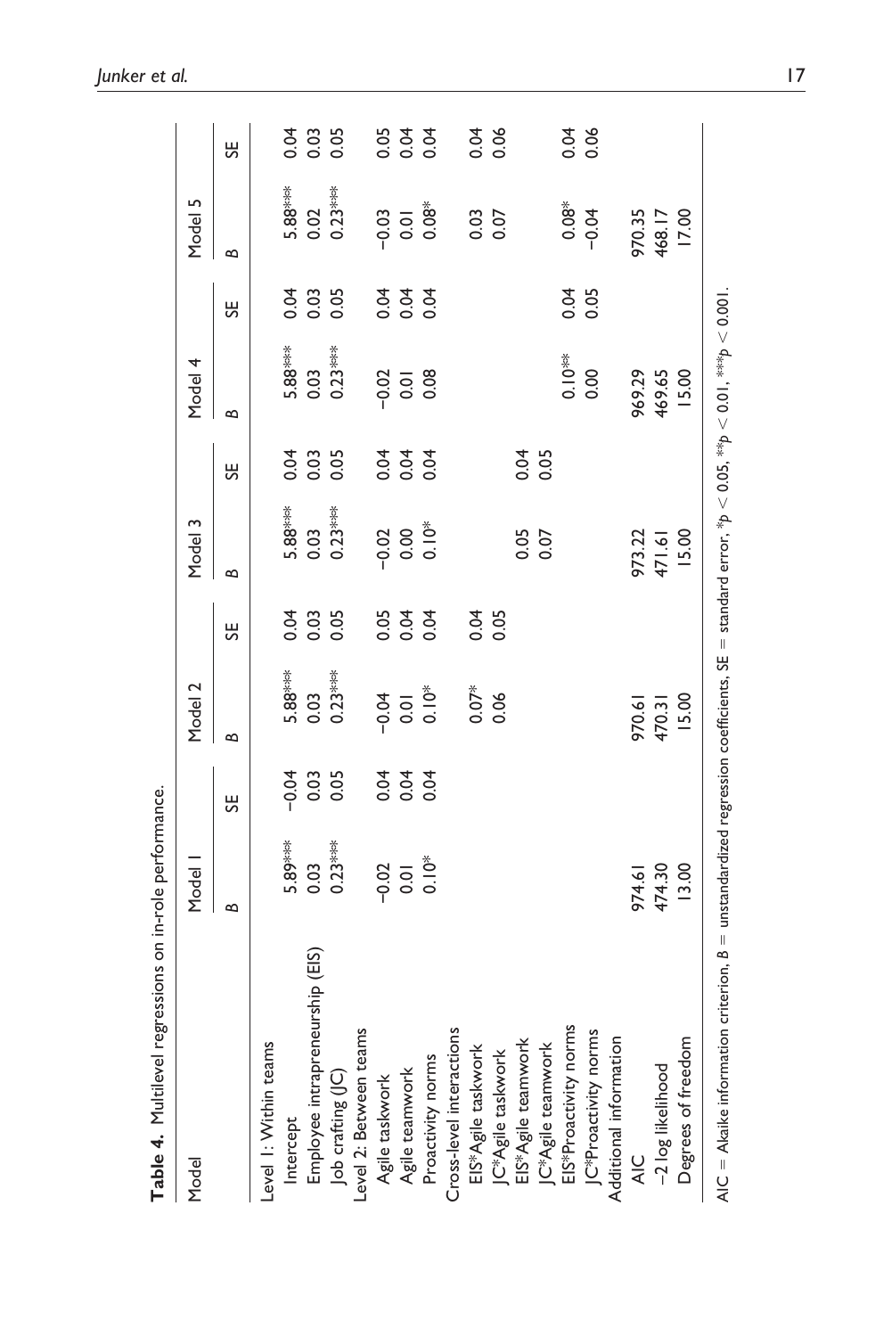**Table 4.** Multilevel regressions on in-role performance.

| Model | Model 1 | | Model 2 | | Model 3 | | Model 4 | | Model 5 | |
|---|---|---|---|---|---|---|---|---|---|---|
| | *B* | SE | *B* | SE | *B* | SE | *B* | SE | *B* | SE |
| Level 1: Within teams | | | | | | | | | | |
| Intercept | 5.89*** | −0.04 | 5.88*** | 0.04 | 5.88*** | 0.04 | 5.88*** | 0.04 | 5.88*** | 0.04 |
| Employee intrapreneurship (EIS) | 0.03 | 0.03 | 0.03 | 0.03 | 0.03 | 0.03 | 0.03 | 0.03 | 0.02 | 0.03 |
| Job crafting (JC) | 0.23*** | 0.05 | 0.23*** | 0.05 | 0.23*** | 0.05 | 0.23*** | 0.05 | 0.23*** | 0.05 |
| Level 2: Between teams | | | | | | | | | | |
| Agile taskwork | −0.02 | 0.04 | −0.04 | 0.05 | −0.02 | 0.04 | −0.02 | 0.04 | −0.03 | 0.05 |
| Agile teamwork | 0.01 | 0.04 | 0.01 | 0.04 | 0.00 | 0.04 | 0.01 | 0.04 | 0.01 | 0.04 |
| Proactivity norms | 0.10* | 0.04 | 0.10* | 0.04 | 0.10* | 0.04 | 0.08 | 0.04 | 0.08* | 0.04 |
| Cross-level interactions | | | | | | | | | | |
| EIS*Agile taskwork | | | 0.07* | 0.04 | | | | | 0.03 | 0.04 |
| JC*Agile taskwork | | | 0.06 | 0.05 | | | | | 0.07 | 0.06 |
| EIS*Agile teamwork | | | | | 0.05 | 0.04 | | | | |
| JC*Agile teamwork | | | | | 0.07 | 0.05 | | | | |
| EIS*Proactivity norms | | | | | | | 0.10** | 0.04 | 0.08* | 0.04 |
| JC*Proactivity norms | | | | | | | 0.00 | 0.05 | −0.04 | 0.06 |
| Additional information | | | | | | | | | | |
| AIC | 974.61 | | 970.61 | | 973.22 | | 969.29 | | 970.35 | |
| −2 log likelihood | 474.30 | | 470.31 | | 471.61 | | 469.65 | | 468.17 | |
| Degrees of freedom | 13.00 | | 15.00 | | 15.00 | | 15.00 | | 17.00 | |

AIC = Akaike information criterion, *B* = unstandardized regression coefficients, SE = standard error, *$p < 0.05$, **$p < 0.01$, ***$p < 0.001$.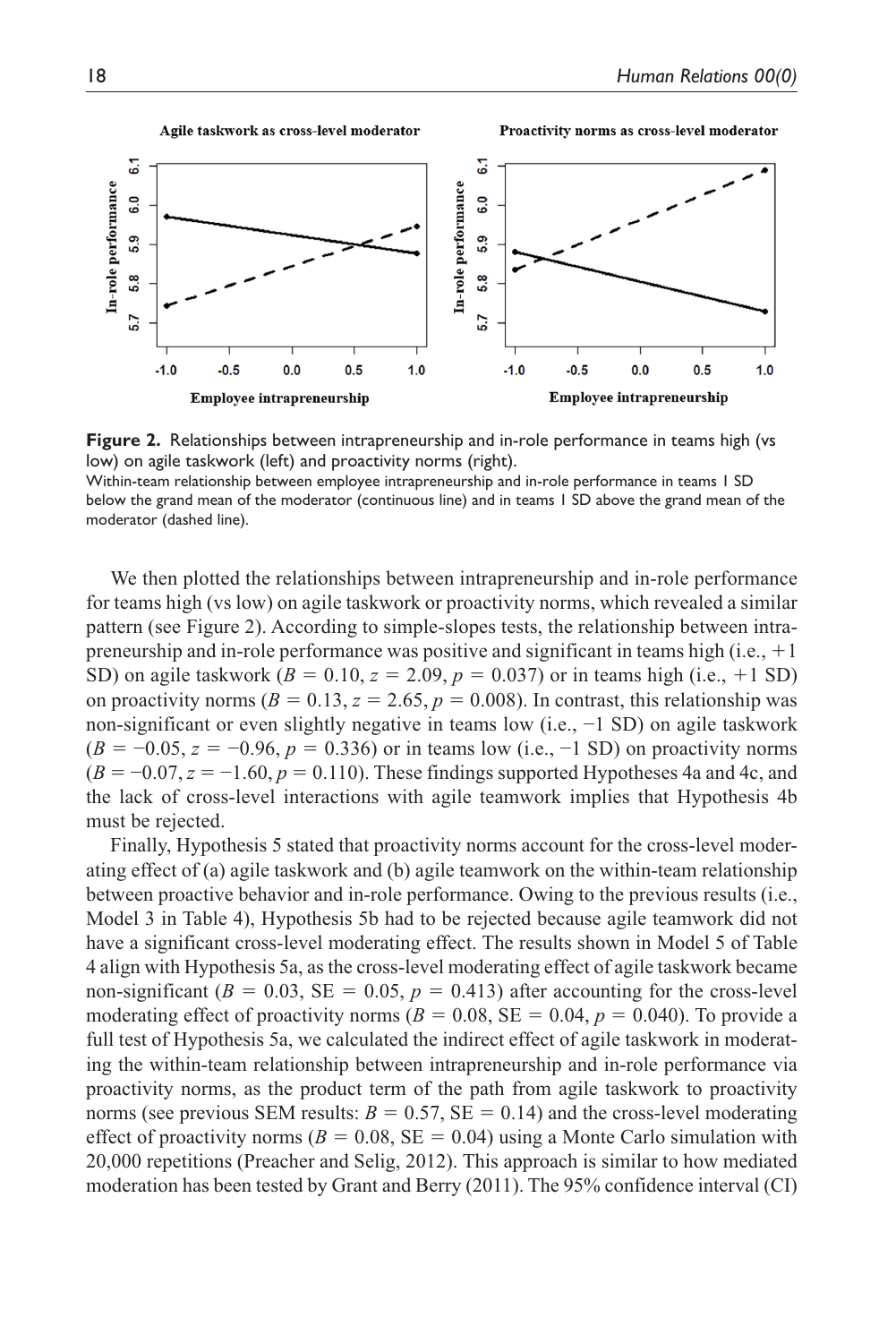**Figure 2.** Relationships between intrapreneurship and in-role performance in teams high (vs low) on agile taskwork (left) and proactivity norms (right).

Within-team relationship between employee intrapreneurship and in-role performance in teams 1 SD below the grand mean of the moderator (continuous line) and in teams 1 SD above the grand mean of the moderator (dashed line).

We then plotted the relationships between intrapreneurship and in-role performance for teams high (vs low) on agile taskwork or proactivity norms, which revealed a similar pattern (see Figure 2). According to simple-slopes tests, the relationship between intrapreneurship and in-role performance was positive and significant in teams high (i.e., +1 SD) on agile taskwork ($B = 0.10$, $z = 2.09$, $p = 0.037$) or in teams high (i.e., +1 SD) on proactivity norms ($B = 0.13$, $z = 2.65$, $p = 0.008$). In contrast, this relationship was non-significant or even slightly negative in teams low (i.e., −1 SD) on agile taskwork ($B = -0.05$, $z = -0.96$, $p = 0.336$) or in teams low (i.e., −1 SD) on proactivity norms ($B = -0.07$, $z = -1.60$, $p = 0.110$). These findings supported Hypotheses 4a and 4c, and the lack of cross-level interactions with agile teamwork implies that Hypothesis 4b must be rejected.

Finally, Hypothesis 5 stated that proactivity norms account for the cross-level moderating effect of (a) agile taskwork and (b) agile teamwork on the within-team relationship between proactive behavior and in-role performance. Owing to the previous results (i.e., Model 3 in Table 4), Hypothesis 5b had to be rejected because agile teamwork did not have a significant cross-level moderating effect. The results shown in Model 5 of Table 4 align with Hypothesis 5a, as the cross-level moderating effect of agile taskwork became non-significant ($B = 0.03$, SE $= 0.05$, $p = 0.413$) after accounting for the cross-level moderating effect of proactivity norms ($B = 0.08$, SE $= 0.04$, $p = 0.040$). To provide a full test of Hypothesis 5a, we calculated the indirect effect of agile taskwork in moderating the within-team relationship between intrapreneurship and in-role performance via proactivity norms, as the product term of the path from agile taskwork to proactivity norms (see previous SEM results: $B = 0.57$, SE $= 0.14$) and the cross-level moderating effect of proactivity norms ($B = 0.08$, SE $= 0.04$) using a Monte Carlo simulation with 20,000 repetitions (Preacher and Selig, 2012). This approach is similar to how mediated moderation has been tested by Grant and Berry (2011). The 95% confidence interval (CI)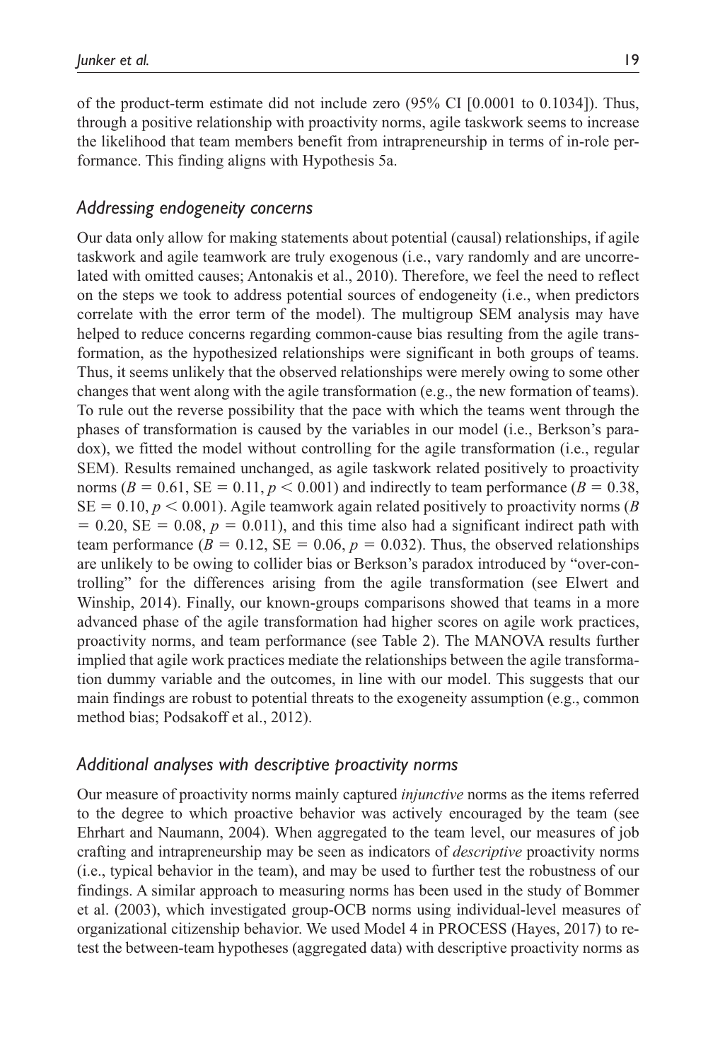of the product-term estimate did not include zero (95% CI [0.0001 to 0.1034]). Thus, through a positive relationship with proactivity norms, agile taskwork seems to increase the likelihood that team members benefit from intrapreneurship in terms of in-role performance. This finding aligns with Hypothesis 5a.

### *Addressing endogeneity concerns*

Our data only allow for making statements about potential (causal) relationships, if agile taskwork and agile teamwork are truly exogenous (i.e., vary randomly and are uncorrelated with omitted causes; Antonakis et al., 2010). Therefore, we feel the need to reflect on the steps we took to address potential sources of endogeneity (i.e., when predictors correlate with the error term of the model). The multigroup SEM analysis may have helped to reduce concerns regarding common-cause bias resulting from the agile transformation, as the hypothesized relationships were significant in both groups of teams. Thus, it seems unlikely that the observed relationships were merely owing to some other changes that went along with the agile transformation (e.g., the new formation of teams). To rule out the reverse possibility that the pace with which the teams went through the phases of transformation is caused by the variables in our model (i.e., Berkson's paradox), we fitted the model without controlling for the agile transformation (i.e., regular SEM). Results remained unchanged, as agile taskwork related positively to proactivity norms ($B = 0.61$, $SE = 0.11$, $p < 0.001$) and indirectly to team performance ($B = 0.38$, $SE = 0.10$, $p < 0.001$). Agile teamwork again related positively to proactivity norms ($B = 0.20$, $SE = 0.08$, $p = 0.011$), and this time also had a significant indirect path with team performance ($B = 0.12$, $SE = 0.06$, $p = 0.032$). Thus, the observed relationships are unlikely to be owing to collider bias or Berkson's paradox introduced by "over-controlling" for the differences arising from the agile transformation (see Elwert and Winship, 2014). Finally, our known-groups comparisons showed that teams in a more advanced phase of the agile transformation had higher scores on agile work practices, proactivity norms, and team performance (see Table 2). The MANOVA results further implied that agile work practices mediate the relationships between the agile transformation dummy variable and the outcomes, in line with our model. This suggests that our main findings are robust to potential threats to the exogeneity assumption (e.g., common method bias; Podsakoff et al., 2012).

### *Additional analyses with descriptive proactivity norms*

Our measure of proactivity norms mainly captured *injunctive* norms as the items referred to the degree to which proactive behavior was actively encouraged by the team (see Ehrhart and Naumann, 2004). When aggregated to the team level, our measures of job crafting and intrapreneurship may be seen as indicators of *descriptive* proactivity norms (i.e., typical behavior in the team), and may be used to further test the robustness of our findings. A similar approach to measuring norms has been used in the study of Bommer et al. (2003), which investigated group-OCB norms using individual-level measures of organizational citizenship behavior. We used Model 4 in PROCESS (Hayes, 2017) to re-test the between-team hypotheses (aggregated data) with descriptive proactivity norms as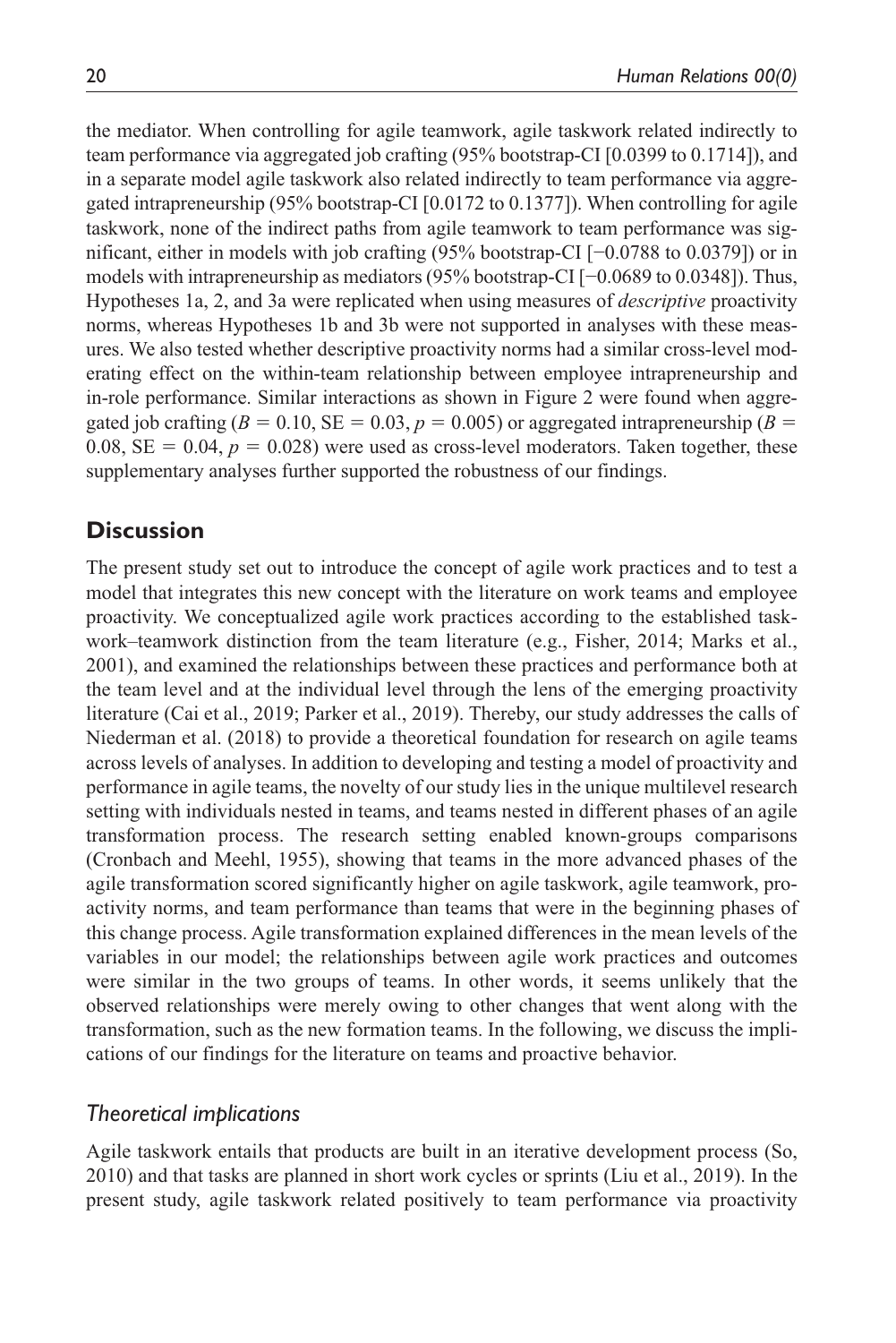the mediator. When controlling for agile teamwork, agile taskwork related indirectly to team performance via aggregated job crafting (95% bootstrap-CI [0.0399 to 0.1714]), and in a separate model agile taskwork also related indirectly to team performance via aggregated intrapreneurship (95% bootstrap-CI [0.0172 to 0.1377]). When controlling for agile taskwork, none of the indirect paths from agile teamwork to team performance was significant, either in models with job crafting (95% bootstrap-CI [−0.0788 to 0.0379]) or in models with intrapreneurship as mediators (95% bootstrap-CI [−0.0689 to 0.0348]). Thus, Hypotheses 1a, 2, and 3a were replicated when using measures of *descriptive* proactivity norms, whereas Hypotheses 1b and 3b were not supported in analyses with these measures. We also tested whether descriptive proactivity norms had a similar cross-level moderating effect on the within-team relationship between employee intrapreneurship and in-role performance. Similar interactions as shown in Figure 2 were found when aggregated job crafting ($B = 0.10$, $SE = 0.03$, $p = 0.005$) or aggregated intrapreneurship ($B = 0.08$, $SE = 0.04$, $p = 0.028$) were used as cross-level moderators. Taken together, these supplementary analyses further supported the robustness of our findings.

## Discussion

The present study set out to introduce the concept of agile work practices and to test a model that integrates this new concept with the literature on work teams and employee proactivity. We conceptualized agile work practices according to the established taskwork–teamwork distinction from the team literature (e.g., Fisher, 2014; Marks et al., 2001), and examined the relationships between these practices and performance both at the team level and at the individual level through the lens of the emerging proactivity literature (Cai et al., 2019; Parker et al., 2019). Thereby, our study addresses the calls of Niederman et al. (2018) to provide a theoretical foundation for research on agile teams across levels of analyses. In addition to developing and testing a model of proactivity and performance in agile teams, the novelty of our study lies in the unique multilevel research setting with individuals nested in teams, and teams nested in different phases of an agile transformation process. The research setting enabled known-groups comparisons (Cronbach and Meehl, 1955), showing that teams in the more advanced phases of the agile transformation scored significantly higher on agile taskwork, agile teamwork, proactivity norms, and team performance than teams that were in the beginning phases of this change process. Agile transformation explained differences in the mean levels of the variables in our model; the relationships between agile work practices and outcomes were similar in the two groups of teams. In other words, it seems unlikely that the observed relationships were merely owing to other changes that went along with the transformation, such as the new formation teams. In the following, we discuss the implications of our findings for the literature on teams and proactive behavior.

### *Theoretical implications*

Agile taskwork entails that products are built in an iterative development process (So, 2010) and that tasks are planned in short work cycles or sprints (Liu et al., 2019). In the present study, agile taskwork related positively to team performance via proactivity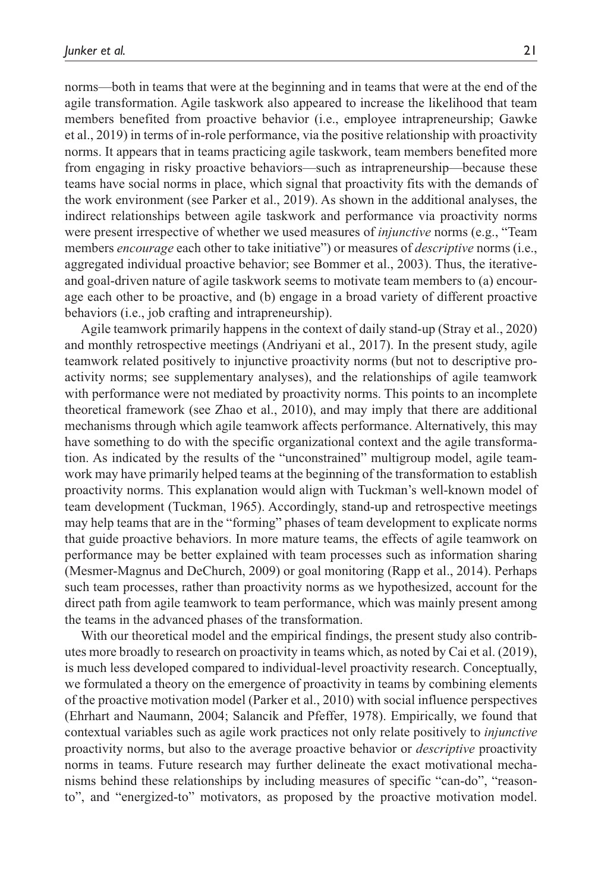norms—both in teams that were at the beginning and in teams that were at the end of the agile transformation. Agile taskwork also appeared to increase the likelihood that team members benefited from proactive behavior (i.e., employee intrapreneurship; Gawke et al., 2019) in terms of in-role performance, via the positive relationship with proactivity norms. It appears that in teams practicing agile taskwork, team members benefited more from engaging in risky proactive behaviors—such as intrapreneurship—because these teams have social norms in place, which signal that proactivity fits with the demands of the work environment (see Parker et al., 2019). As shown in the additional analyses, the indirect relationships between agile taskwork and performance via proactivity norms were present irrespective of whether we used measures of *injunctive* norms (e.g., "Team members *encourage* each other to take initiative") or measures of *descriptive* norms (i.e., aggregated individual proactive behavior; see Bommer et al., 2003). Thus, the iterative- and goal-driven nature of agile taskwork seems to motivate team members to (a) encourage each other to be proactive, and (b) engage in a broad variety of different proactive behaviors (i.e., job crafting and intrapreneurship).

Agile teamwork primarily happens in the context of daily stand-up (Stray et al., 2020) and monthly retrospective meetings (Andriyani et al., 2017). In the present study, agile teamwork related positively to injunctive proactivity norms (but not to descriptive proactivity norms; see supplementary analyses), and the relationships of agile teamwork with performance were not mediated by proactivity norms. This points to an incomplete theoretical framework (see Zhao et al., 2010), and may imply that there are additional mechanisms through which agile teamwork affects performance. Alternatively, this may have something to do with the specific organizational context and the agile transformation. As indicated by the results of the "unconstrained" multigroup model, agile teamwork may have primarily helped teams at the beginning of the transformation to establish proactivity norms. This explanation would align with Tuckman's well-known model of team development (Tuckman, 1965). Accordingly, stand-up and retrospective meetings may help teams that are in the "forming" phases of team development to explicate norms that guide proactive behaviors. In more mature teams, the effects of agile teamwork on performance may be better explained with team processes such as information sharing (Mesmer-Magnus and DeChurch, 2009) or goal monitoring (Rapp et al., 2014). Perhaps such team processes, rather than proactivity norms as we hypothesized, account for the direct path from agile teamwork to team performance, which was mainly present among the teams in the advanced phases of the transformation.

With our theoretical model and the empirical findings, the present study also contributes more broadly to research on proactivity in teams which, as noted by Cai et al. (2019), is much less developed compared to individual-level proactivity research. Conceptually, we formulated a theory on the emergence of proactivity in teams by combining elements of the proactive motivation model (Parker et al., 2010) with social influence perspectives (Ehrhart and Naumann, 2004; Salancik and Pfeffer, 1978). Empirically, we found that contextual variables such as agile work practices not only relate positively to *injunctive* proactivity norms, but also to the average proactive behavior or *descriptive* proactivity norms in teams. Future research may further delineate the exact motivational mechanisms behind these relationships by including measures of specific "can-do", "reason-to", and "energized-to" motivators, as proposed by the proactive motivation model.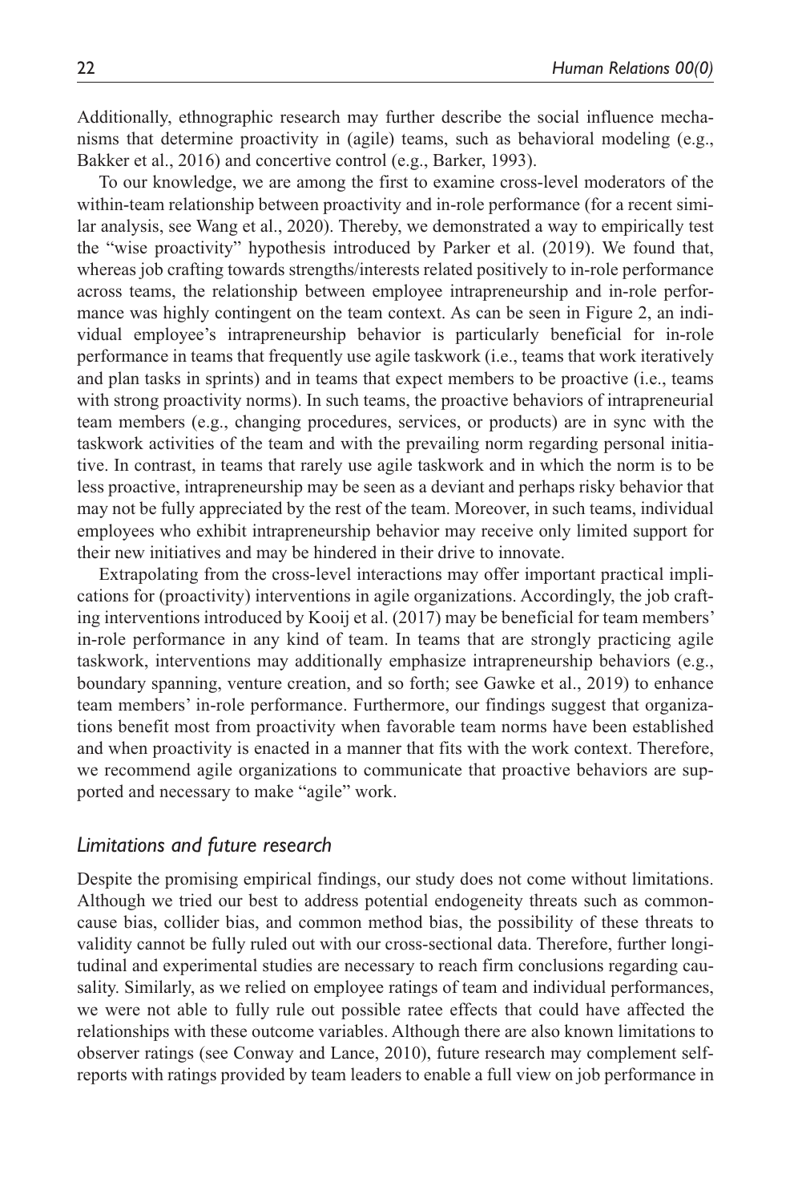Additionally, ethnographic research may further describe the social influence mechanisms that determine proactivity in (agile) teams, such as behavioral modeling (e.g., Bakker et al., 2016) and concertive control (e.g., Barker, 1993).

To our knowledge, we are among the first to examine cross-level moderators of the within-team relationship between proactivity and in-role performance (for a recent similar analysis, see Wang et al., 2020). Thereby, we demonstrated a way to empirically test the "wise proactivity" hypothesis introduced by Parker et al. (2019). We found that, whereas job crafting towards strengths/interests related positively to in-role performance across teams, the relationship between employee intrapreneurship and in-role performance was highly contingent on the team context. As can be seen in Figure 2, an individual employee's intrapreneurship behavior is particularly beneficial for in-role performance in teams that frequently use agile taskwork (i.e., teams that work iteratively and plan tasks in sprints) and in teams that expect members to be proactive (i.e., teams with strong proactivity norms). In such teams, the proactive behaviors of intrapreneurial team members (e.g., changing procedures, services, or products) are in sync with the taskwork activities of the team and with the prevailing norm regarding personal initiative. In contrast, in teams that rarely use agile taskwork and in which the norm is to be less proactive, intrapreneurship may be seen as a deviant and perhaps risky behavior that may not be fully appreciated by the rest of the team. Moreover, in such teams, individual employees who exhibit intrapreneurship behavior may receive only limited support for their new initiatives and may be hindered in their drive to innovate.

Extrapolating from the cross-level interactions may offer important practical implications for (proactivity) interventions in agile organizations. Accordingly, the job crafting interventions introduced by Kooij et al. (2017) may be beneficial for team members' in-role performance in any kind of team. In teams that are strongly practicing agile taskwork, interventions may additionally emphasize intrapreneurship behaviors (e.g., boundary spanning, venture creation, and so forth; see Gawke et al., 2019) to enhance team members' in-role performance. Furthermore, our findings suggest that organizations benefit most from proactivity when favorable team norms have been established and when proactivity is enacted in a manner that fits with the work context. Therefore, we recommend agile organizations to communicate that proactive behaviors are supported and necessary to make "agile" work.

### *Limitations and future research*

Despite the promising empirical findings, our study does not come without limitations. Although we tried our best to address potential endogeneity threats such as common-cause bias, collider bias, and common method bias, the possibility of these threats to validity cannot be fully ruled out with our cross-sectional data. Therefore, further longitudinal and experimental studies are necessary to reach firm conclusions regarding causality. Similarly, as we relied on employee ratings of team and individual performances, we were not able to fully rule out possible ratee effects that could have affected the relationships with these outcome variables. Although there are also known limitations to observer ratings (see Conway and Lance, 2010), future research may complement self-reports with ratings provided by team leaders to enable a full view on job performance in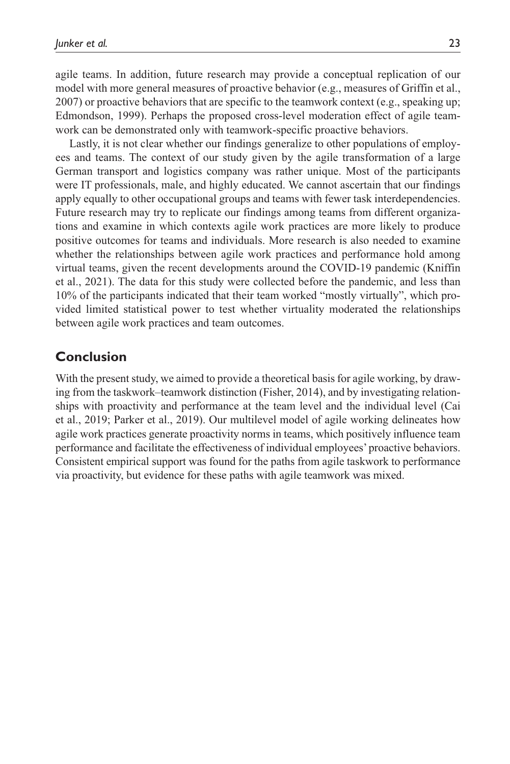agile teams. In addition, future research may provide a conceptual replication of our model with more general measures of proactive behavior (e.g., measures of Griffin et al., 2007) or proactive behaviors that are specific to the teamwork context (e.g., speaking up; Edmondson, 1999). Perhaps the proposed cross-level moderation effect of agile teamwork can be demonstrated only with teamwork-specific proactive behaviors.

Lastly, it is not clear whether our findings generalize to other populations of employees and teams. The context of our study given by the agile transformation of a large German transport and logistics company was rather unique. Most of the participants were IT professionals, male, and highly educated. We cannot ascertain that our findings apply equally to other occupational groups and teams with fewer task interdependencies. Future research may try to replicate our findings among teams from different organizations and examine in which contexts agile work practices are more likely to produce positive outcomes for teams and individuals. More research is also needed to examine whether the relationships between agile work practices and performance hold among virtual teams, given the recent developments around the COVID-19 pandemic (Kniffin et al., 2021). The data for this study were collected before the pandemic, and less than 10% of the participants indicated that their team worked "mostly virtually", which provided limited statistical power to test whether virtuality moderated the relationships between agile work practices and team outcomes.

## Conclusion

With the present study, we aimed to provide a theoretical basis for agile working, by drawing from the taskwork–teamwork distinction (Fisher, 2014), and by investigating relationships with proactivity and performance at the team level and the individual level (Cai et al., 2019; Parker et al., 2019). Our multilevel model of agile working delineates how agile work practices generate proactivity norms in teams, which positively influence team performance and facilitate the effectiveness of individual employees' proactive behaviors. Consistent empirical support was found for the paths from agile taskwork to performance via proactivity, but evidence for these paths with agile teamwork was mixed.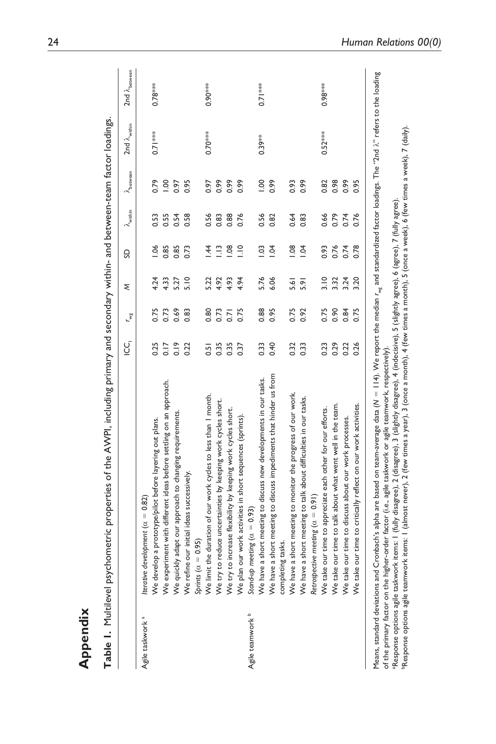# Appendix

**Table 1.** Multilevel psychometric properties of the AWPI, including primary and secondary within- and between-team factor loadings.

| | | $ICC_1$ | $r_{wg}$ | *M* | SD | $\lambda_{within}$ | $\lambda_{between}$ | 2nd $\lambda_{within}$ | 2nd $\lambda_{between}$ |
|---|---|---|---|---|---|---|---|---|---|
| Agile taskwork [a] | *Iterative development* ($\alpha$ = 0.82) | | | | | | | 0.71*** | 0.78*** |
| | We develop a prototype/pilot before layering out plans. | 0.25 | 0.75 | 4.24 | 1.06 | 0.53 | 0.79 | | |
| | We experiment with different ideas before settling on an approach. | 0.17 | 0.73 | 4.33 | 0.85 | 0.55 | 1.00 | | |
| | We quickly adapt our approach to changing requirements. | 0.19 | 0.69 | 5.27 | 0.85 | 0.54 | 0.97 | | |
| | We refine our initial ideas successively. | 0.22 | 0.83 | 5.10 | 0.73 | 0.58 | 0.95 | | |
| | *Sprints* ($\alpha$ = 0.95) | | | | | | | 0.70*** | 0.90*** |
| | We limit the duration of our work cycles to less than 1 month. | 0.51 | 0.80 | 5.22 | 1.44 | 0.56 | 0.97 | | |
| | We try to reduce uncertainties by keeping work cycles short. | 0.35 | 0.73 | 4.92 | 1.13 | 0.83 | 0.99 | | |
| | We try to increase flexibility by keeping work cycles short. | 0.35 | 0.71 | 4.93 | 1.08 | 0.88 | 0.99 | | |
| | We plan our work activities in short sequences (sprints). | 0.37 | 0.75 | 4.94 | 1.10 | 0.76 | 0.99 | | |
| Agile teamwork [b] | *Stand-up meeting* ($\alpha$ = 0.93) | | | | | | | 0.39** | 0.71*** |
| | We have a short meeting to discuss new developments in our tasks. | 0.33 | 0.88 | 5.76 | 1.03 | 0.56 | 1.00 | | |
| | We have a short meeting to discuss impediments that hinder us from completing tasks. | 0.40 | 0.95 | 6.06 | 1.04 | 0.82 | 0.99 | | |
| | We have a short meeting to monitor the progress of our work. | 0.32 | 0.75 | 5.61 | 1.08 | 0.64 | 0.93 | | |
| | We have a short meeting to talk about difficulties in our tasks. | 0.33 | 0.92 | 5.91 | 1.04 | 0.83 | 0.99 | | |
| | *Retrospective meeting* ($\alpha$ = 0.91) | | | | | | | 0.52*** | 0.98*** |
| | We take our time to appreciate each other for our efforts. | 0.23 | 0.75 | 3.10 | 0.93 | 0.66 | 0.82 | | |
| | We take our time to talk about what went well in the team. | 0.29 | 0.90 | 3.32 | 0.76 | 0.79 | 0.98 | | |
| | We take our time to discuss about our work processes. | 0.22 | 0.84 | 3.24 | 0.74 | 0.74 | 0.99 | | |
| | We take our time to critically reflect on our work activities. | 0.26 | 0.75 | 3.20 | 0.78 | 0.76 | 0.95 | | |

Means, standard deviations and Cronbach's alpha are based on team-average data (*N* = 114). We report the median $r_{wg}$ and standardized factor loadings. The "2nd $\lambda$" refers to the loading of the primary factor on the higher-order factor (i.e., agile taskwork or agile teamwork, respectively).

[a]Response options agile taskwork items: 1 (fully disagree), 2 (disagree), 3 (slightly disagree), 4 (indecisive), 5 (slightly agree), 6 (agree), 7 (fully agree).

[b]Response options agile teamwork items: 1 (almost never), 2 (few times a year), 3 (once a month), 4 (few times a month), 5 (once a week), 6 (few times a week), 7 (daily).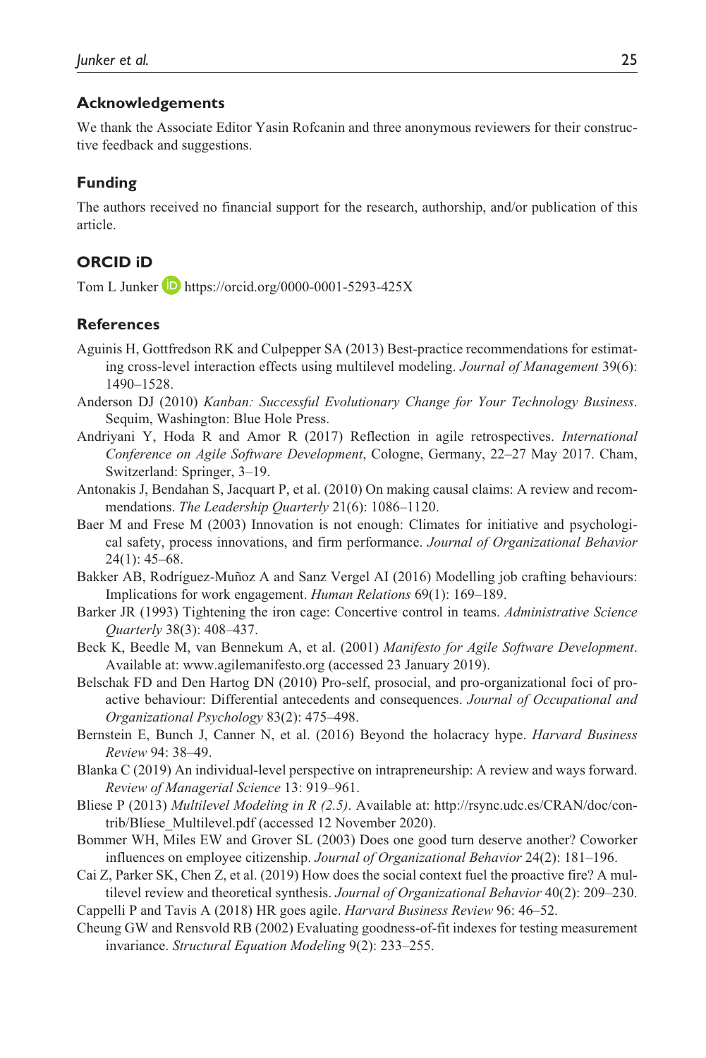## Acknowledgements

We thank the Associate Editor Yasin Rofcanin and three anonymous reviewers for their constructive feedback and suggestions.

## Funding

The authors received no financial support for the research, authorship, and/or publication of this article.

## ORCID iD

Tom L Junker https://orcid.org/0000-0001-5293-425X

## References

Aguinis H, Gottfredson RK and Culpepper SA (2013) Best-practice recommendations for estimating cross-level interaction effects using multilevel modeling. *Journal of Management* 39(6): 1490–1528.

Anderson DJ (2010) *Kanban: Successful Evolutionary Change for Your Technology Business*. Sequim, Washington: Blue Hole Press.

Andriyani Y, Hoda R and Amor R (2017) Reflection in agile retrospectives. *International Conference on Agile Software Development*, Cologne, Germany, 22–27 May 2017. Cham, Switzerland: Springer, 3–19.

Antonakis J, Bendahan S, Jacquart P, et al. (2010) On making causal claims: A review and recommendations. *The Leadership Quarterly* 21(6): 1086–1120.

Baer M and Frese M (2003) Innovation is not enough: Climates for initiative and psychological safety, process innovations, and firm performance. *Journal of Organizational Behavior* 24(1): 45–68.

Bakker AB, Rodríguez-Muñoz A and Sanz Vergel AI (2016) Modelling job crafting behaviours: Implications for work engagement. *Human Relations* 69(1): 169–189.

Barker JR (1993) Tightening the iron cage: Concertive control in teams. *Administrative Science Quarterly* 38(3): 408–437.

Beck K, Beedle M, van Bennekum A, et al. (2001) *Manifesto for Agile Software Development*. Available at: www.agilemanifesto.org (accessed 23 January 2019).

Belschak FD and Den Hartog DN (2010) Pro-self, prosocial, and pro-organizational foci of proactive behaviour: Differential antecedents and consequences. *Journal of Occupational and Organizational Psychology* 83(2): 475–498.

Bernstein E, Bunch J, Canner N, et al. (2016) Beyond the holacracy hype. *Harvard Business Review* 94: 38–49.

Blanka C (2019) An individual-level perspective on intrapreneurship: A review and ways forward. *Review of Managerial Science* 13: 919–961.

Bliese P (2013) *Multilevel Modeling in R (2.5)*. Available at: http://rsync.udc.es/CRAN/doc/contrib/Bliese_Multilevel.pdf (accessed 12 November 2020).

Bommer WH, Miles EW and Grover SL (2003) Does one good turn deserve another? Coworker influences on employee citizenship. *Journal of Organizational Behavior* 24(2): 181–196.

Cai Z, Parker SK, Chen Z, et al. (2019) How does the social context fuel the proactive fire? A multilevel review and theoretical synthesis. *Journal of Organizational Behavior* 40(2): 209–230.

Cappelli P and Tavis A (2018) HR goes agile. *Harvard Business Review* 96: 46–52.

Cheung GW and Rensvold RB (2002) Evaluating goodness-of-fit indexes for testing measurement invariance. *Structural Equation Modeling* 9(2): 233–255.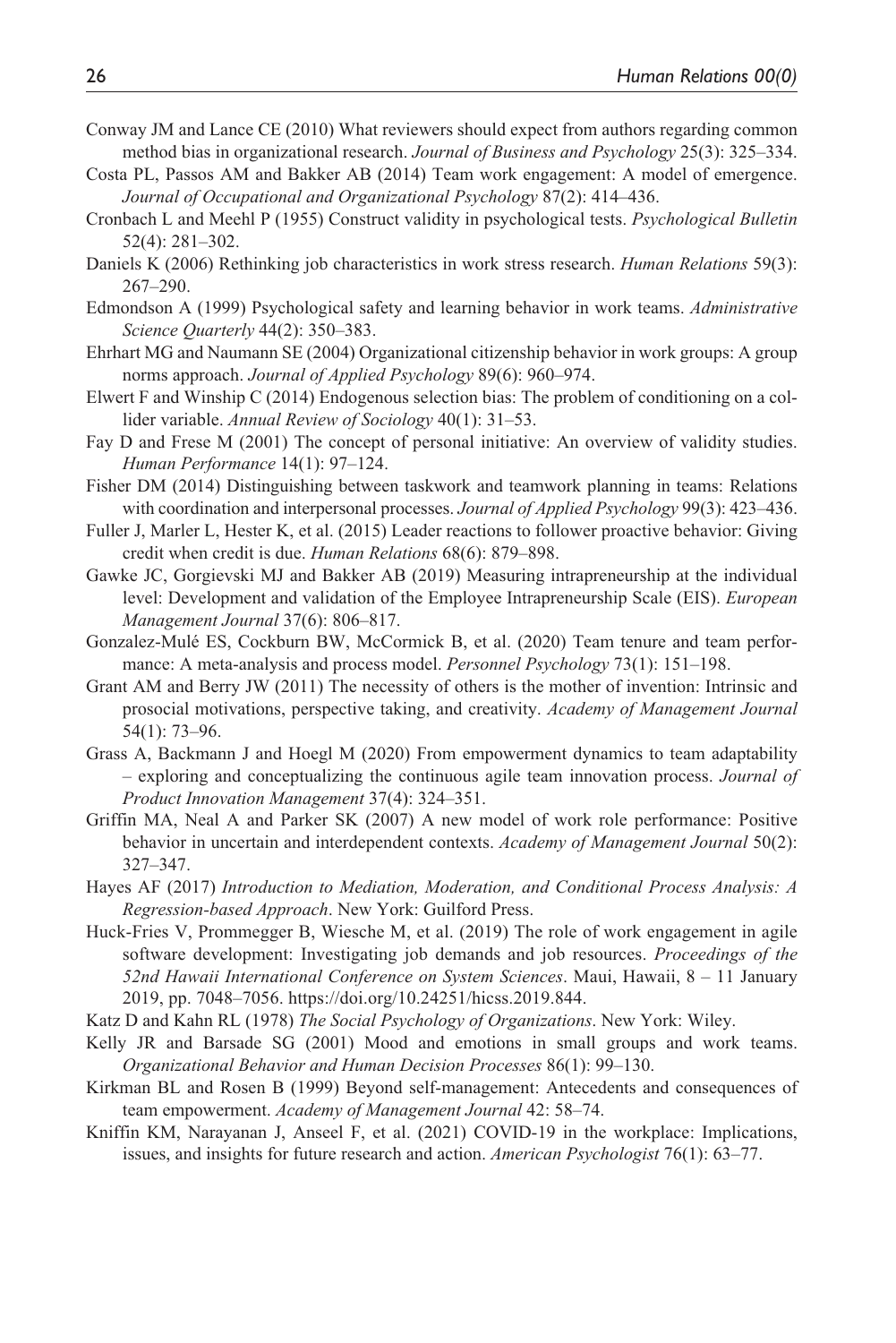Conway JM and Lance CE (2010) What reviewers should expect from authors regarding common method bias in organizational research. *Journal of Business and Psychology* 25(3): 325–334.

Costa PL, Passos AM and Bakker AB (2014) Team work engagement: A model of emergence. *Journal of Occupational and Organizational Psychology* 87(2): 414–436.

Cronbach L and Meehl P (1955) Construct validity in psychological tests. *Psychological Bulletin* 52(4): 281–302.

Daniels K (2006) Rethinking job characteristics in work stress research. *Human Relations* 59(3): 267–290.

Edmondson A (1999) Psychological safety and learning behavior in work teams. *Administrative Science Quarterly* 44(2): 350–383.

Ehrhart MG and Naumann SE (2004) Organizational citizenship behavior in work groups: A group norms approach. *Journal of Applied Psychology* 89(6): 960–974.

Elwert F and Winship C (2014) Endogenous selection bias: The problem of conditioning on a collider variable. *Annual Review of Sociology* 40(1): 31–53.

Fay D and Frese M (2001) The concept of personal initiative: An overview of validity studies. *Human Performance* 14(1): 97–124.

Fisher DM (2014) Distinguishing between taskwork and teamwork planning in teams: Relations with coordination and interpersonal processes. *Journal of Applied Psychology* 99(3): 423–436.

Fuller J, Marler L, Hester K, et al. (2015) Leader reactions to follower proactive behavior: Giving credit when credit is due. *Human Relations* 68(6): 879–898.

Gawke JC, Gorgievski MJ and Bakker AB (2019) Measuring intrapreneurship at the individual level: Development and validation of the Employee Intrapreneurship Scale (EIS). *European Management Journal* 37(6): 806–817.

Gonzalez-Mulé ES, Cockburn BW, McCormick B, et al. (2020) Team tenure and team performance: A meta-analysis and process model. *Personnel Psychology* 73(1): 151–198.

Grant AM and Berry JW (2011) The necessity of others is the mother of invention: Intrinsic and prosocial motivations, perspective taking, and creativity. *Academy of Management Journal* 54(1): 73–96.

Grass A, Backmann J and Hoegl M (2020) From empowerment dynamics to team adaptability – exploring and conceptualizing the continuous agile team innovation process. *Journal of Product Innovation Management* 37(4): 324–351.

Griffin MA, Neal A and Parker SK (2007) A new model of work role performance: Positive behavior in uncertain and interdependent contexts. *Academy of Management Journal* 50(2): 327–347.

Hayes AF (2017) *Introduction to Mediation, Moderation, and Conditional Process Analysis: A Regression-based Approach*. New York: Guilford Press.

Huck-Fries V, Prommegger B, Wiesche M, et al. (2019) The role of work engagement in agile software development: Investigating job demands and job resources. *Proceedings of the 52nd Hawaii International Conference on System Sciences*. Maui, Hawaii, 8 – 11 January 2019, pp. 7048–7056. https://doi.org/10.24251/hicss.2019.844.

Katz D and Kahn RL (1978) *The Social Psychology of Organizations*. New York: Wiley.

Kelly JR and Barsade SG (2001) Mood and emotions in small groups and work teams. *Organizational Behavior and Human Decision Processes* 86(1): 99–130.

Kirkman BL and Rosen B (1999) Beyond self-management: Antecedents and consequences of team empowerment. *Academy of Management Journal* 42: 58–74.

Kniffin KM, Narayanan J, Anseel F, et al. (2021) COVID-19 in the workplace: Implications, issues, and insights for future research and action. *American Psychologist* 76(1): 63–77.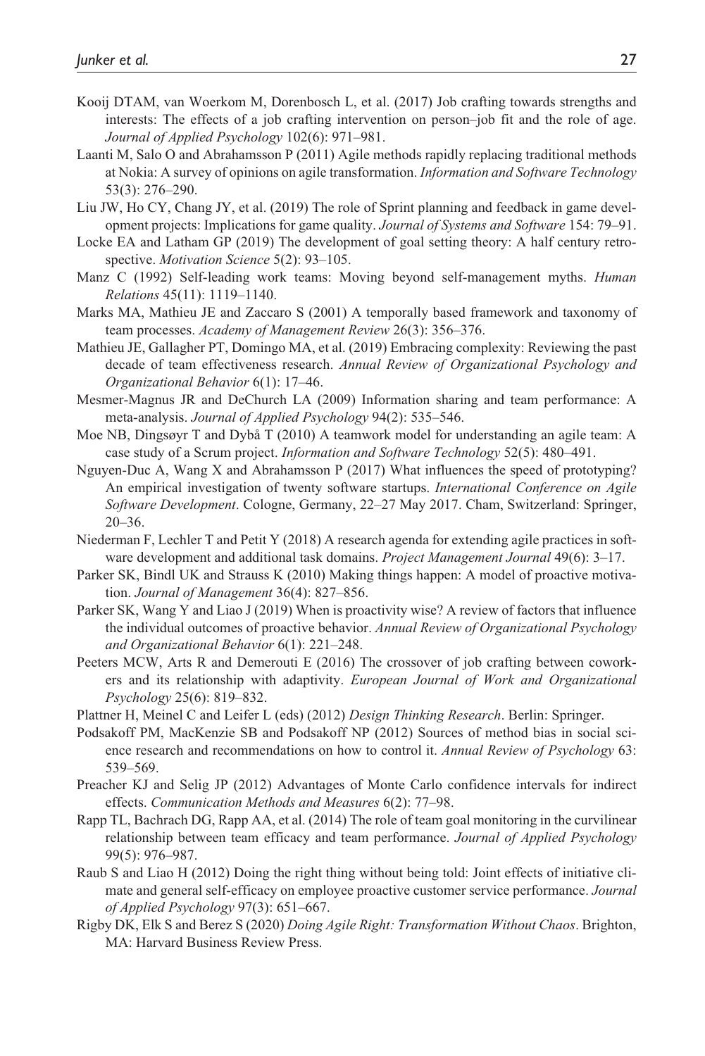Kooij DTAM, van Woerkom M, Dorenbosch L, et al. (2017) Job crafting towards strengths and interests: The effects of a job crafting intervention on person–job fit and the role of age. *Journal of Applied Psychology* 102(6): 971–981.

Laanti M, Salo O and Abrahamsson P (2011) Agile methods rapidly replacing traditional methods at Nokia: A survey of opinions on agile transformation. *Information and Software Technology* 53(3): 276–290.

Liu JW, Ho CY, Chang JY, et al. (2019) The role of Sprint planning and feedback in game development projects: Implications for game quality. *Journal of Systems and Software* 154: 79–91.

Locke EA and Latham GP (2019) The development of goal setting theory: A half century retrospective. *Motivation Science* 5(2): 93–105.

Manz C (1992) Self-leading work teams: Moving beyond self-management myths. *Human Relations* 45(11): 1119–1140.

Marks MA, Mathieu JE and Zaccaro S (2001) A temporally based framework and taxonomy of team processes. *Academy of Management Review* 26(3): 356–376.

Mathieu JE, Gallagher PT, Domingo MA, et al. (2019) Embracing complexity: Reviewing the past decade of team effectiveness research. *Annual Review of Organizational Psychology and Organizational Behavior* 6(1): 17–46.

Mesmer-Magnus JR and DeChurch LA (2009) Information sharing and team performance: A meta-analysis. *Journal of Applied Psychology* 94(2): 535–546.

Moe NB, Dingsøyr T and Dybå T (2010) A teamwork model for understanding an agile team: A case study of a Scrum project. *Information and Software Technology* 52(5): 480–491.

Nguyen-Duc A, Wang X and Abrahamsson P (2017) What influences the speed of prototyping? An empirical investigation of twenty software startups. *International Conference on Agile Software Development*. Cologne, Germany, 22–27 May 2017. Cham, Switzerland: Springer, 20–36.

Niederman F, Lechler T and Petit Y (2018) A research agenda for extending agile practices in software development and additional task domains. *Project Management Journal* 49(6): 3–17.

Parker SK, Bindl UK and Strauss K (2010) Making things happen: A model of proactive motivation. *Journal of Management* 36(4): 827–856.

Parker SK, Wang Y and Liao J (2019) When is proactivity wise? A review of factors that influence the individual outcomes of proactive behavior. *Annual Review of Organizational Psychology and Organizational Behavior* 6(1): 221–248.

Peeters MCW, Arts R and Demerouti E (2016) The crossover of job crafting between coworkers and its relationship with adaptivity. *European Journal of Work and Organizational Psychology* 25(6): 819–832.

Plattner H, Meinel C and Leifer L (eds) (2012) *Design Thinking Research*. Berlin: Springer.

Podsakoff PM, MacKenzie SB and Podsakoff NP (2012) Sources of method bias in social science research and recommendations on how to control it. *Annual Review of Psychology* 63: 539–569.

Preacher KJ and Selig JP (2012) Advantages of Monte Carlo confidence intervals for indirect effects. *Communication Methods and Measures* 6(2): 77–98.

Rapp TL, Bachrach DG, Rapp AA, et al. (2014) The role of team goal monitoring in the curvilinear relationship between team efficacy and team performance. *Journal of Applied Psychology* 99(5): 976–987.

Raub S and Liao H (2012) Doing the right thing without being told: Joint effects of initiative climate and general self-efficacy on employee proactive customer service performance. *Journal of Applied Psychology* 97(3): 651–667.

Rigby DK, Elk S and Berez S (2020) *Doing Agile Right: Transformation Without Chaos*. Brighton, MA: Harvard Business Review Press.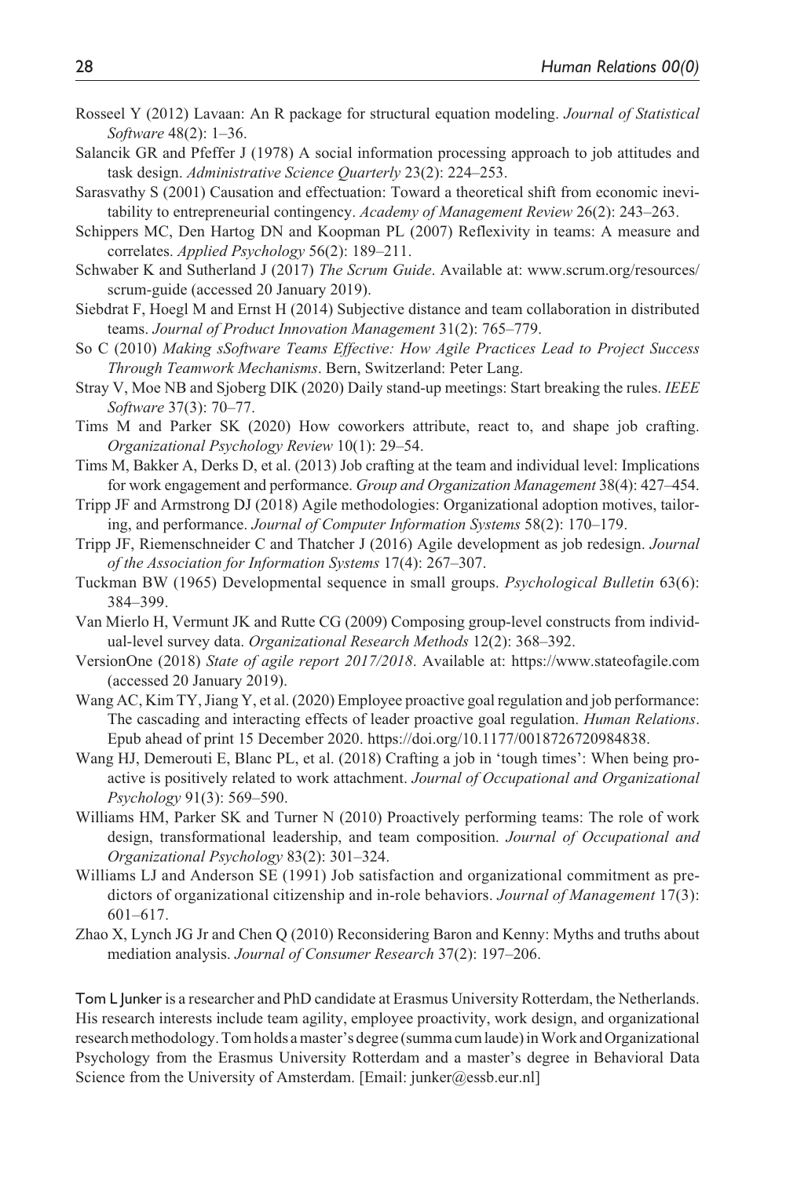Rosseel Y (2012) Lavaan: An R package for structural equation modeling. *Journal of Statistical Software* 48(2): 1–36.

Salancik GR and Pfeffer J (1978) A social information processing approach to job attitudes and task design. *Administrative Science Quarterly* 23(2): 224–253.

Sarasvathy S (2001) Causation and effectuation: Toward a theoretical shift from economic inevitability to entrepreneurial contingency. *Academy of Management Review* 26(2): 243–263.

Schippers MC, Den Hartog DN and Koopman PL (2007) Reflexivity in teams: A measure and correlates. *Applied Psychology* 56(2): 189–211.

Schwaber K and Sutherland J (2017) *The Scrum Guide*. Available at: www.scrum.org/resources/scrum-guide (accessed 20 January 2019).

Siebdrat F, Hoegl M and Ernst H (2014) Subjective distance and team collaboration in distributed teams. *Journal of Product Innovation Management* 31(2): 765–779.

So C (2010) *Making sSoftware Teams Effective: How Agile Practices Lead to Project Success Through Teamwork Mechanisms*. Bern, Switzerland: Peter Lang.

Stray V, Moe NB and Sjoberg DIK (2020) Daily stand-up meetings: Start breaking the rules. *IEEE Software* 37(3): 70–77.

Tims M and Parker SK (2020) How coworkers attribute, react to, and shape job crafting. *Organizational Psychology Review* 10(1): 29–54.

Tims M, Bakker A, Derks D, et al. (2013) Job crafting at the team and individual level: Implications for work engagement and performance. *Group and Organization Management* 38(4): 427–454.

Tripp JF and Armstrong DJ (2018) Agile methodologies: Organizational adoption motives, tailoring, and performance. *Journal of Computer Information Systems* 58(2): 170–179.

Tripp JF, Riemenschneider C and Thatcher J (2016) Agile development as job redesign. *Journal of the Association for Information Systems* 17(4): 267–307.

Tuckman BW (1965) Developmental sequence in small groups. *Psychological Bulletin* 63(6): 384–399.

Van Mierlo H, Vermunt JK and Rutte CG (2009) Composing group-level constructs from individual-level survey data. *Organizational Research Methods* 12(2): 368–392.

VersionOne (2018) *State of agile report 2017/2018*. Available at: https://www.stateofagile.com (accessed 20 January 2019).

Wang AC, Kim TY, Jiang Y, et al. (2020) Employee proactive goal regulation and job performance: The cascading and interacting effects of leader proactive goal regulation. *Human Relations*. Epub ahead of print 15 December 2020. https://doi.org/10.1177/0018726720984838.

Wang HJ, Demerouti E, Blanc PL, et al. (2018) Crafting a job in 'tough times': When being proactive is positively related to work attachment. *Journal of Occupational and Organizational Psychology* 91(3): 569–590.

Williams HM, Parker SK and Turner N (2010) Proactively performing teams: The role of work design, transformational leadership, and team composition. *Journal of Occupational and Organizational Psychology* 83(2): 301–324.

Williams LJ and Anderson SE (1991) Job satisfaction and organizational commitment as predictors of organizational citizenship and in-role behaviors. *Journal of Management* 17(3): 601–617.

Zhao X, Lynch JG Jr and Chen Q (2010) Reconsidering Baron and Kenny: Myths and truths about mediation analysis. *Journal of Consumer Research* 37(2): 197–206.

Tom L Junker is a researcher and PhD candidate at Erasmus University Rotterdam, the Netherlands. His research interests include team agility, employee proactivity, work design, and organizational research methodology. Tom holds a master's degree (summa cum laude) in Work and Organizational Psychology from the Erasmus University Rotterdam and a master's degree in Behavioral Data Science from the University of Amsterdam. [Email: junker@essb.eur.nl]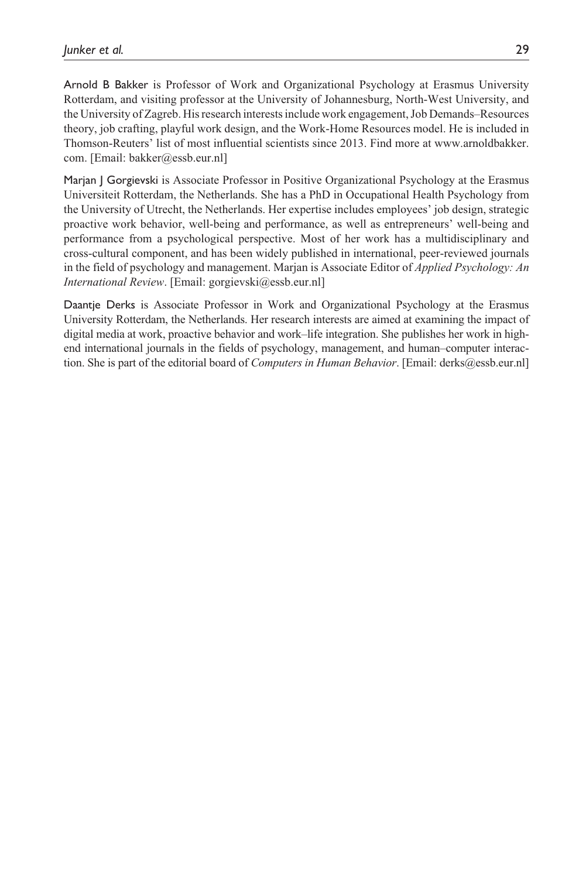Arnold B Bakker is Professor of Work and Organizational Psychology at Erasmus University Rotterdam, and visiting professor at the University of Johannesburg, North-West University, and the University of Zagreb. His research interests include work engagement, Job Demands–Resources theory, job crafting, playful work design, and the Work-Home Resources model. He is included in Thomson-Reuters' list of most influential scientists since 2013. Find more at www.arnoldbakker.com. [Email: bakker@essb.eur.nl]

Marjan J Gorgievski is Associate Professor in Positive Organizational Psychology at the Erasmus Universiteit Rotterdam, the Netherlands. She has a PhD in Occupational Health Psychology from the University of Utrecht, the Netherlands. Her expertise includes employees' job design, strategic proactive work behavior, well-being and performance, as well as entrepreneurs' well-being and performance from a psychological perspective. Most of her work has a multidisciplinary and cross-cultural component, and has been widely published in international, peer-reviewed journals in the field of psychology and management. Marjan is Associate Editor of *Applied Psychology: An International Review*. [Email: gorgievski@essb.eur.nl]

Daantje Derks is Associate Professor in Work and Organizational Psychology at the Erasmus University Rotterdam, the Netherlands. Her research interests are aimed at examining the impact of digital media at work, proactive behavior and work–life integration. She publishes her work in high-end international journals in the fields of psychology, management, and human–computer interaction. She is part of the editorial board of *Computers in Human Behavior*. [Email: derks@essb.eur.nl]